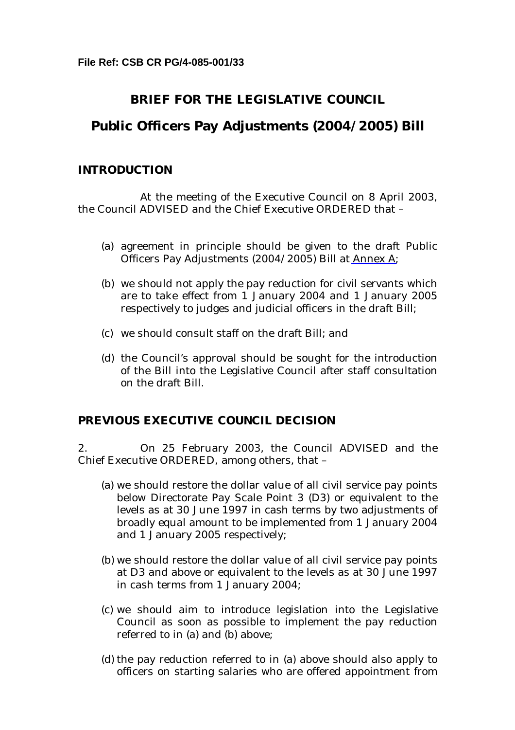**File Ref: CSB CR PG/4-085-001/33**

# BRIEF FOR THE LEGISLATIVE COUNCIL

# Public Officers Pay Adjustments (2004/2005) Bill

## INTRODUCTION

At the meeting of the Executive Council on 8 April 2003, the Council ADVISED and the Chief Executive ORDERED that –

(a) agreement in principle should be given to the draft Public Officers Pay Adjustments (2004/2005) Bill at Annex A;

(b) we should not apply the pay reduction for civil servants which are to take effect from 1 January 2004 and 1 January 2005 respectively to judges and judicial officers in the draft Bill;

(c) we should consult staff on the draft Bill; and

(d) the Council's approval should be sought for the introduction of the Bill into the Legislative Council after staff consultation on the draft Bill.

## PREVIOUS EXECUTIVE COUNCIL DECISION

2. On 25 February 2003, the Council ADVISED and the Chief Executive ORDERED, among others, that –

(a) we should restore the dollar value of all civil service pay points below Directorate Pay Scale Point 3 (D3) or equivalent to the levels as at 30 June 1997 in cash terms by two adjustments of broadly equal amount to be implemented from 1 January 2004 and 1 January 2005 respectively;

(b) we should restore the dollar value of all civil service pay points at D3 and above or equivalent to the levels as at 30 June 1997 in cash terms from 1 January 2004;

(c) we should aim to introduce legislation into the Legislative Council as soon as possible to implement the pay reduction referred to in (a) and (b) above;

(d) the pay reduction referred to in (a) above should also apply to officers on starting salaries who are offered appointment from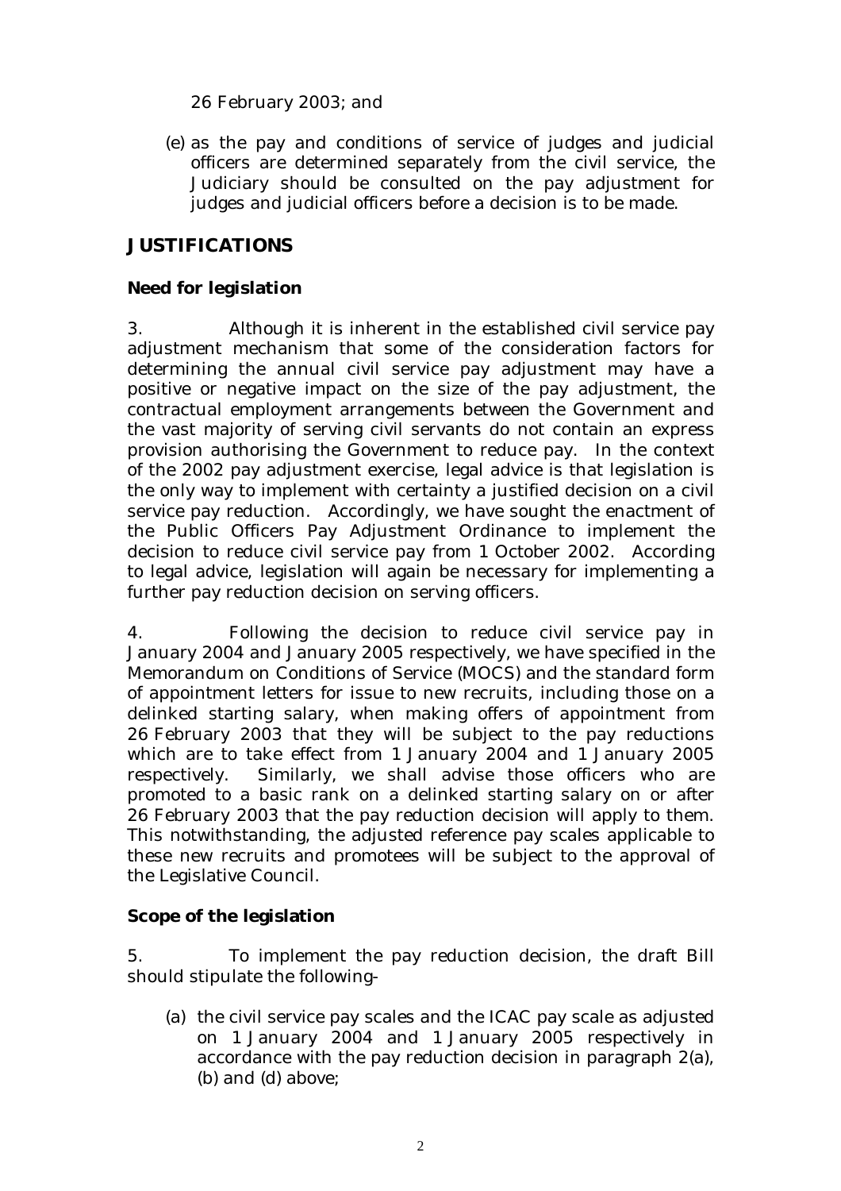26 February 2003; and

(e) as the pay and conditions of service of judges and judicial officers are determined separately from the civil service, the Judiciary should be consulted on the pay adjustment for judges and judicial officers before a decision is to be made.

## JUSTIFICATIONS

### Need for legislation

3. Although it is inherent in the established civil service pay adjustment mechanism that some of the consideration factors for determining the annual civil service pay adjustment may have a positive or negative impact on the size of the pay adjustment, the contractual employment arrangements between the Government and the vast majority of serving civil servants do not contain an express provision authorising the Government to reduce pay. In the context of the 2002 pay adjustment exercise, legal advice is that legislation is the only way to implement with certainty a justified decision on a civil service pay reduction. Accordingly, we have sought the enactment of the Public Officers Pay Adjustment Ordinance to implement the decision to reduce civil service pay from 1 October 2002. According to legal advice, legislation will again be necessary for implementing a further pay reduction decision on serving officers.

4. Following the decision to reduce civil service pay in January 2004 and January 2005 respectively, we have specified in the Memorandum on Conditions of Service (MOCS) and the standard form of appointment letters for issue to new recruits, including those on a delinked starting salary, when making offers of appointment from 26 February 2003 that they will be subject to the pay reductions which are to take effect from 1 January 2004 and 1 January 2005 respectively. Similarly, we shall advise those officers who are promoted to a basic rank on a delinked starting salary on or after 26 February 2003 that the pay reduction decision will apply to them. This notwithstanding, the adjusted reference pay scales applicable to these new recruits and promotees will be subject to the approval of the Legislative Council.

### Scope of the legislation

5. To implement the pay reduction decision, the draft Bill should stipulate the following-

(a) the civil service pay scales and the ICAC pay scale as adjusted on 1 January 2004 and 1 January 2005 respectively in accordance with the pay reduction decision in paragraph 2(a), (b) and (d) above;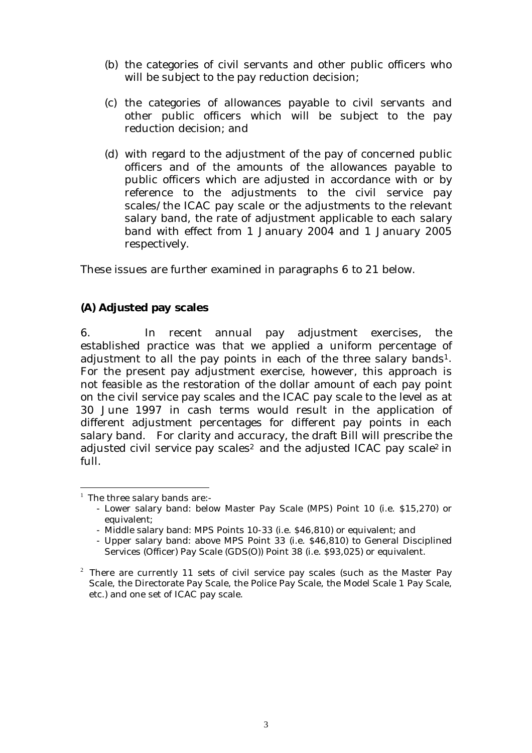(b) the categories of civil servants and other public officers who will be subject to the pay reduction decision;

(c) the categories of allowances payable to civil servants and other public officers which will be subject to the pay reduction decision; and

(d) with regard to the adjustment of the pay of concerned public officers and of the amounts of the allowances payable to public officers which are adjusted in accordance with or by reference to the adjustments to the civil service pay scales/the ICAC pay scale or the adjustments to the relevant salary band, the rate of adjustment applicable to each salary band with effect from 1 January 2004 and 1 January 2005 respectively.

These issues are further examined in paragraphs 6 to 21 below.

**(A) Adjusted pay scales**

6. In recent annual pay adjustment exercises, the established practice was that we applied a uniform percentage of adjustment to all the pay points in each of the three salary bands[1]. For the present pay adjustment exercise, however, this approach is not feasible as the restoration of the dollar amount of each pay point on the civil service pay scales and the ICAC pay scale to the level as at 30 June 1997 in cash terms would result in the application of different adjustment percentages for different pay points in each salary band. For clarity and accuracy, the draft Bill will prescribe the adjusted civil service pay scales[2] and the adjusted ICAC pay scale[2] in full.

---

[1] The three salary bands are:-
- Lower salary band: below Master Pay Scale (MPS) Point 10 (i.e. $15,270) or equivalent;
- Middle salary band: MPS Points 10-33 (i.e. $46,810) or equivalent; and
- Upper salary band: above MPS Point 33 (i.e. $46,810) to General Disciplined Services (Officer) Pay Scale (GDS(O)) Point 38 (i.e. $93,025) or equivalent.

[2] There are currently 11 sets of civil service pay scales (such as the Master Pay Scale, the Directorate Pay Scale, the Police Pay Scale, the Model Scale 1 Pay Scale, etc.) and one set of ICAC pay scale.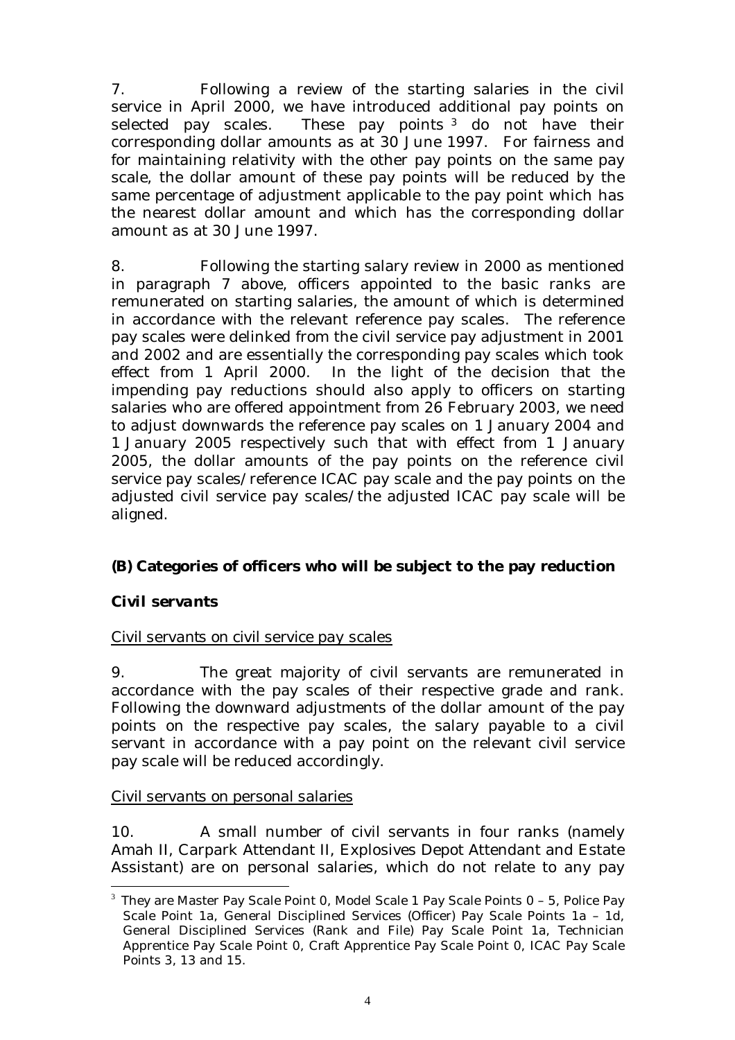7. Following a review of the starting salaries in the civil service in April 2000, we have introduced additional pay points on selected pay scales. These pay points [3] do not have their corresponding dollar amounts as at 30 June 1997. For fairness and for maintaining relativity with the other pay points on the same pay scale, the dollar amount of these pay points will be reduced by the same percentage of adjustment applicable to the pay point which has the nearest dollar amount and which has the corresponding dollar amount as at 30 June 1997.

8. Following the starting salary review in 2000 as mentioned in paragraph 7 above, officers appointed to the basic ranks are remunerated on starting salaries, the amount of which is determined in accordance with the relevant reference pay scales. The reference pay scales were delinked from the civil service pay adjustment in 2001 and 2002 and are essentially the corresponding pay scales which took effect from 1 April 2000. In the light of the decision that the impending pay reductions should also apply to officers on starting salaries who are offered appointment from 26 February 2003, we need to adjust downwards the reference pay scales on 1 January 2004 and 1 January 2005 respectively such that with effect from 1 January 2005, the dollar amounts of the pay points on the reference civil service pay scales/reference ICAC pay scale and the pay points on the adjusted civil service pay scales/the adjusted ICAC pay scale will be aligned.

### (B) Categories of officers who will be subject to the pay reduction

#### *Civil servants*

<u>Civil servants on civil service pay scales</u>

9. The great majority of civil servants are remunerated in accordance with the pay scales of their respective grade and rank. Following the downward adjustments of the dollar amount of the pay points on the respective pay scales, the salary payable to a civil servant in accordance with a pay point on the relevant civil service pay scale will be reduced accordingly.

<u>Civil servants on personal salaries</u>

10. A small number of civil servants in four ranks (namely Amah II, Carpark Attendant II, Explosives Depot Attendant and Estate Assistant) are on personal salaries, which do not relate to any pay

---

[3] They are Master Pay Scale Point 0, Model Scale 1 Pay Scale Points 0 – 5, Police Pay Scale Point 1a, General Disciplined Services (Officer) Pay Scale Points 1a – 1d, General Disciplined Services (Rank and File) Pay Scale Point 1a, Technician Apprentice Pay Scale Point 0, Craft Apprentice Pay Scale Point 0, ICAC Pay Scale Points 3, 13 and 15.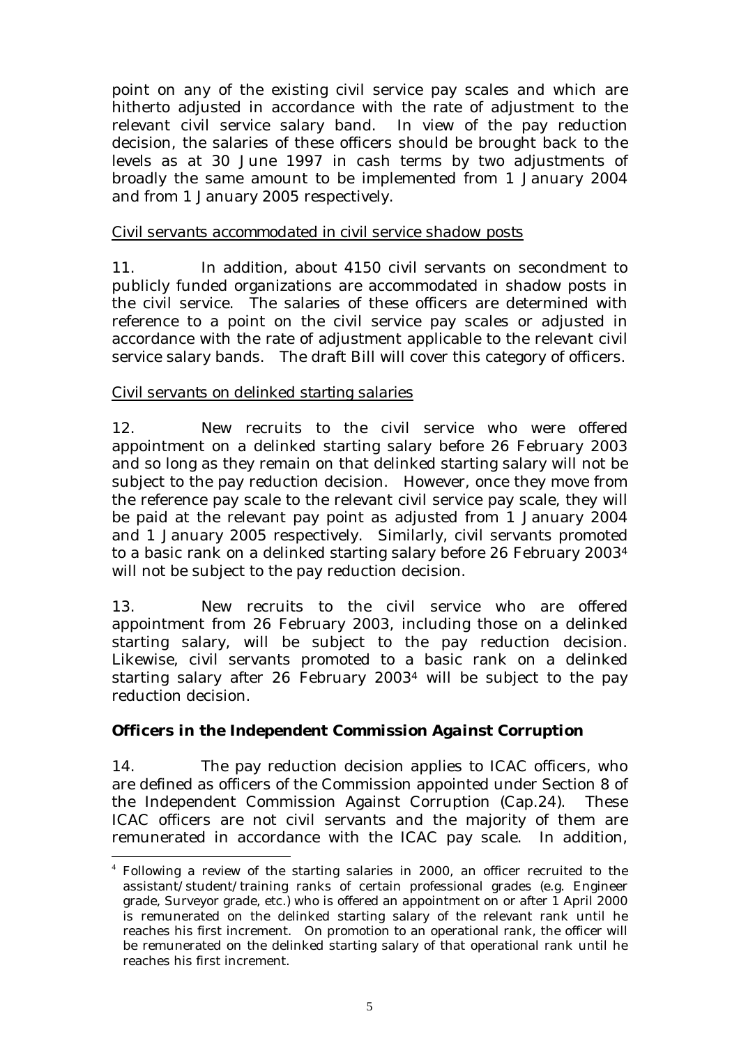point on any of the existing civil service pay scales and which are hitherto adjusted in accordance with the rate of adjustment to the relevant civil service salary band. In view of the pay reduction decision, the salaries of these officers should be brought back to the levels as at 30 June 1997 in cash terms by two adjustments of broadly the same amount to be implemented from 1 January 2004 and from 1 January 2005 respectively.

Civil servants accommodated in civil service shadow posts

11. In addition, about 4150 civil servants on secondment to publicly funded organizations are accommodated in shadow posts in the civil service. The salaries of these officers are determined with reference to a point on the civil service pay scales or adjusted in accordance with the rate of adjustment applicable to the relevant civil service salary bands. The draft Bill will cover this category of officers.

Civil servants on delinked starting salaries

12. New recruits to the civil service who were offered appointment on a delinked starting salary before 26 February 2003 and so long as they remain on that delinked starting salary will not be subject to the pay reduction decision. However, once they move from the reference pay scale to the relevant civil service pay scale, they will be paid at the relevant pay point as adjusted from 1 January 2004 and 1 January 2005 respectively. Similarly, civil servants promoted to a basic rank on a delinked starting salary before 26 February 2003[4] will not be subject to the pay reduction decision.

13. New recruits to the civil service who are offered appointment from 26 February 2003, including those on a delinked starting salary, will be subject to the pay reduction decision. Likewise, civil servants promoted to a basic rank on a delinked starting salary after 26 February 2003[4] will be subject to the pay reduction decision.

**Officers in the Independent Commission Against Corruption**

14. The pay reduction decision applies to ICAC officers, who are defined as officers of the Commission appointed under Section 8 of the Independent Commission Against Corruption (Cap.24). These ICAC officers are not civil servants and the majority of them are remunerated in accordance with the ICAC pay scale. In addition,

[4] Following a review of the starting salaries in 2000, an officer recruited to the assistant/student/training ranks of certain professional grades (e.g. Engineer grade, Surveyor grade, etc.) who is offered an appointment on or after 1 April 2000 is remunerated on the delinked starting salary of the relevant rank until he reaches his first increment. On promotion to an operational rank, the officer will be remunerated on the delinked starting salary of that operational rank until he reaches his first increment.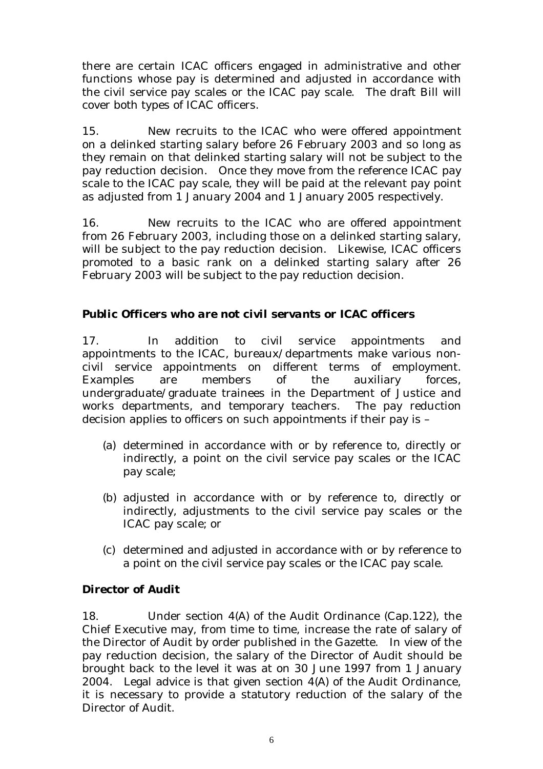there are certain ICAC officers engaged in administrative and other functions whose pay is determined and adjusted in accordance with the civil service pay scales or the ICAC pay scale. The draft Bill will cover both types of ICAC officers.

15. New recruits to the ICAC who were offered appointment on a delinked starting salary before 26 February 2003 and so long as they remain on that delinked starting salary will not be subject to the pay reduction decision. Once they move from the reference ICAC pay scale to the ICAC pay scale, they will be paid at the relevant pay point as adjusted from 1 January 2004 and 1 January 2005 respectively.

16. New recruits to the ICAC who are offered appointment from 26 February 2003, including those on a delinked starting salary, will be subject to the pay reduction decision. Likewise, ICAC officers promoted to a basic rank on a delinked starting salary after 26 February 2003 will be subject to the pay reduction decision.

***Public Officers who are not civil servants or ICAC officers***

17. In addition to civil service appointments and appointments to the ICAC, bureaux/departments make various non-civil service appointments on different terms of employment. Examples are members of the auxiliary forces, undergraduate/graduate trainees in the Department of Justice and works departments, and temporary teachers. The pay reduction decision applies to officers on such appointments if their pay is –

(a) determined in accordance with or by reference to, directly or indirectly, a point on the civil service pay scales or the ICAC pay scale;

(b) adjusted in accordance with or by reference to, directly or indirectly, adjustments to the civil service pay scales or the ICAC pay scale; or

(c) determined and adjusted in accordance with or by reference to a point on the civil service pay scales or the ICAC pay scale.

***Director of Audit***

18. Under section 4(A) of the Audit Ordinance (Cap.122), the Chief Executive may, from time to time, increase the rate of salary of the Director of Audit by order published in the Gazette. In view of the pay reduction decision, the salary of the Director of Audit should be brought back to the level it was at on 30 June 1997 from 1 January 2004. Legal advice is that given section 4(A) of the Audit Ordinance, it is necessary to provide a statutory reduction of the salary of the Director of Audit.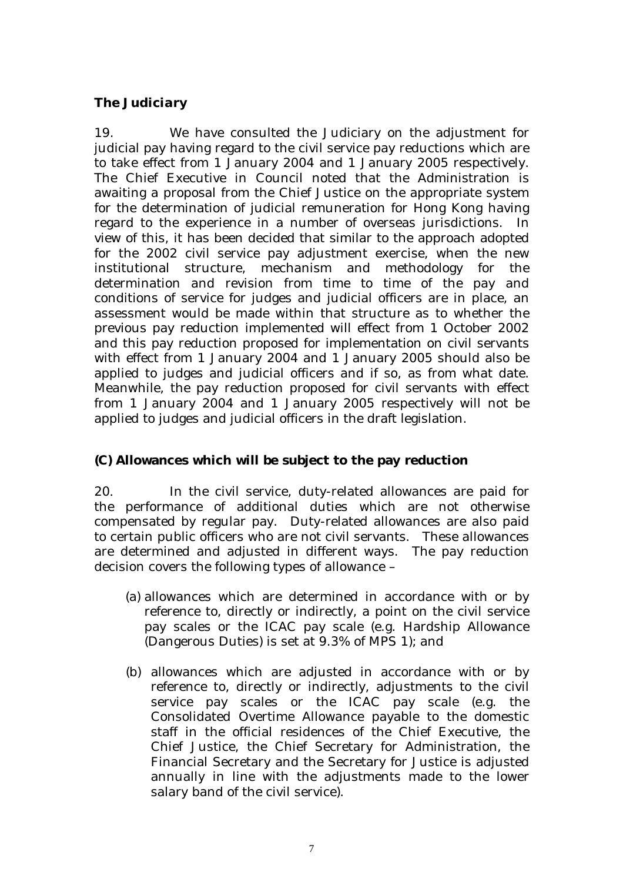**The Judiciary**

19. We have consulted the Judiciary on the adjustment for judicial pay having regard to the civil service pay reductions which are to take effect from 1 January 2004 and 1 January 2005 respectively. The Chief Executive in Council noted that the Administration is awaiting a proposal from the Chief Justice on the appropriate system for the determination of judicial remuneration for Hong Kong having regard to the experience in a number of overseas jurisdictions. In view of this, it has been decided that similar to the approach adopted for the 2002 civil service pay adjustment exercise, when the new institutional structure, mechanism and methodology for the determination and revision from time to time of the pay and conditions of service for judges and judicial officers are in place, an assessment would be made within that structure as to whether the previous pay reduction implemented will effect from 1 October 2002 and this pay reduction proposed for implementation on civil servants with effect from 1 January 2004 and 1 January 2005 should also be applied to judges and judicial officers and if so, as from what date. Meanwhile, the pay reduction proposed for civil servants with effect from 1 January 2004 and 1 January 2005 respectively will not be applied to judges and judicial officers in the draft legislation.

**(C) Allowances which will be subject to the pay reduction**

20. In the civil service, duty-related allowances are paid for the performance of additional duties which are not otherwise compensated by regular pay. Duty-related allowances are also paid to certain public officers who are not civil servants. These allowances are determined and adjusted in different ways. The pay reduction decision covers the following types of allowance –

(a) allowances which are determined in accordance with or by reference to, directly or indirectly, a point on the civil service pay scales or the ICAC pay scale (e.g. Hardship Allowance (Dangerous Duties) is set at 9.3% of MPS 1); and

(b) allowances which are adjusted in accordance with or by reference to, directly or indirectly, adjustments to the civil service pay scales or the ICAC pay scale (e.g. the Consolidated Overtime Allowance payable to the domestic staff in the official residences of the Chief Executive, the Chief Justice, the Chief Secretary for Administration, the Financial Secretary and the Secretary for Justice is adjusted annually in line with the adjustments made to the lower salary band of the civil service).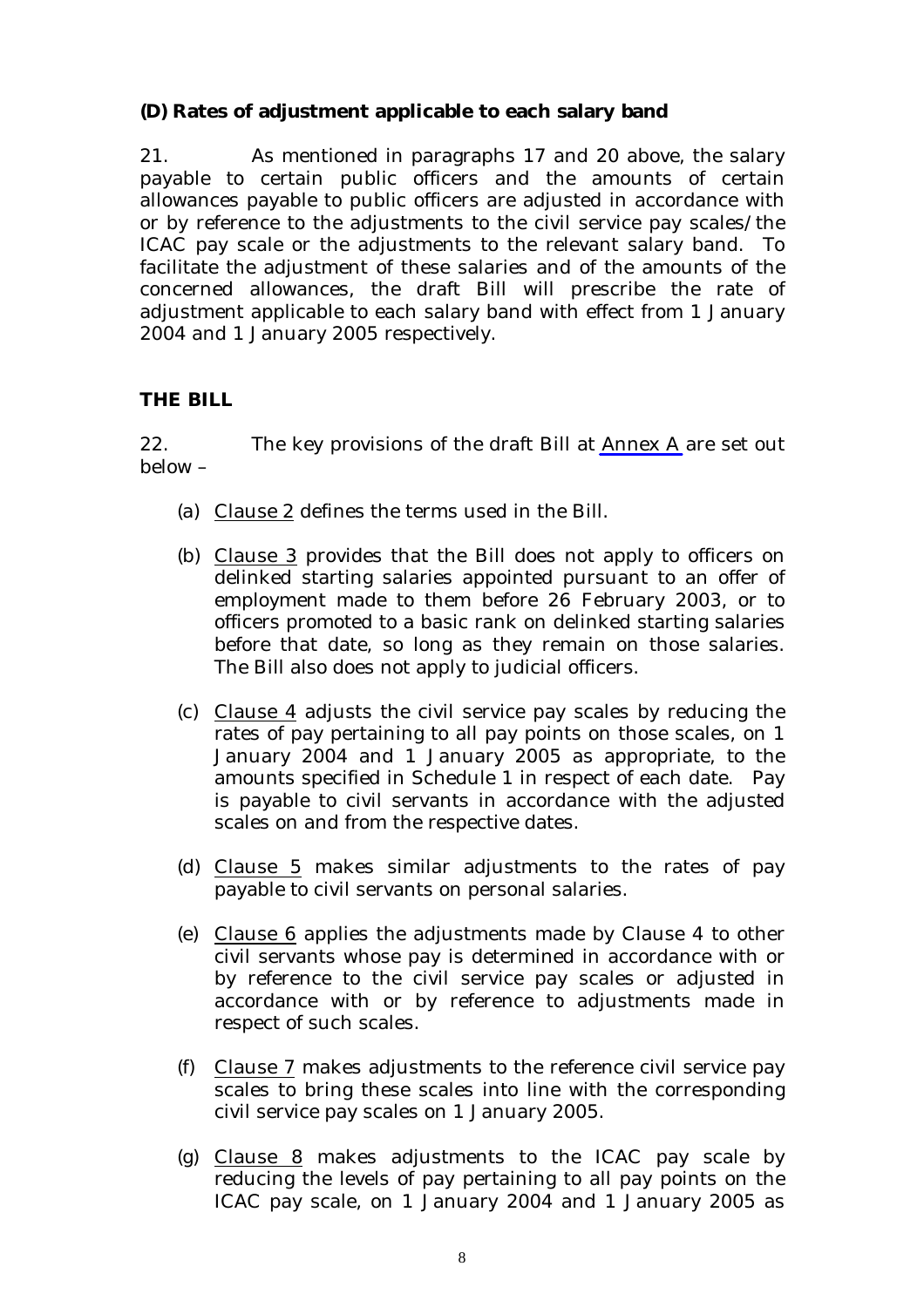**(D) Rates of adjustment applicable to each salary band**

21. As mentioned in paragraphs 17 and 20 above, the salary payable to certain public officers and the amounts of certain allowances payable to public officers are adjusted in accordance with or by reference to the adjustments to the civil service pay scales/the ICAC pay scale or the adjustments to the relevant salary band. To facilitate the adjustment of these salaries and of the amounts of the concerned allowances, the draft Bill will prescribe the rate of adjustment applicable to each salary band with effect from 1 January 2004 and 1 January 2005 respectively.

**THE BILL**

22. The key provisions of the draft Bill at Annex A are set out below –

(a) Clause 2 defines the terms used in the Bill.

(b) Clause 3 provides that the Bill does not apply to officers on delinked starting salaries appointed pursuant to an offer of employment made to them before 26 February 2003, or to officers promoted to a basic rank on delinked starting salaries before that date, so long as they remain on those salaries. The Bill also does not apply to judicial officers.

(c) Clause 4 adjusts the civil service pay scales by reducing the rates of pay pertaining to all pay points on those scales, on 1 January 2004 and 1 January 2005 as appropriate, to the amounts specified in Schedule 1 in respect of each date. Pay is payable to civil servants in accordance with the adjusted scales on and from the respective dates.

(d) Clause 5 makes similar adjustments to the rates of pay payable to civil servants on personal salaries.

(e) Clause 6 applies the adjustments made by Clause 4 to other civil servants whose pay is determined in accordance with or by reference to the civil service pay scales or adjusted in accordance with or by reference to adjustments made in respect of such scales.

(f) Clause 7 makes adjustments to the reference civil service pay scales to bring these scales into line with the corresponding civil service pay scales on 1 January 2005.

(g) Clause 8 makes adjustments to the ICAC pay scale by reducing the levels of pay pertaining to all pay points on the ICAC pay scale, on 1 January 2004 and 1 January 2005 as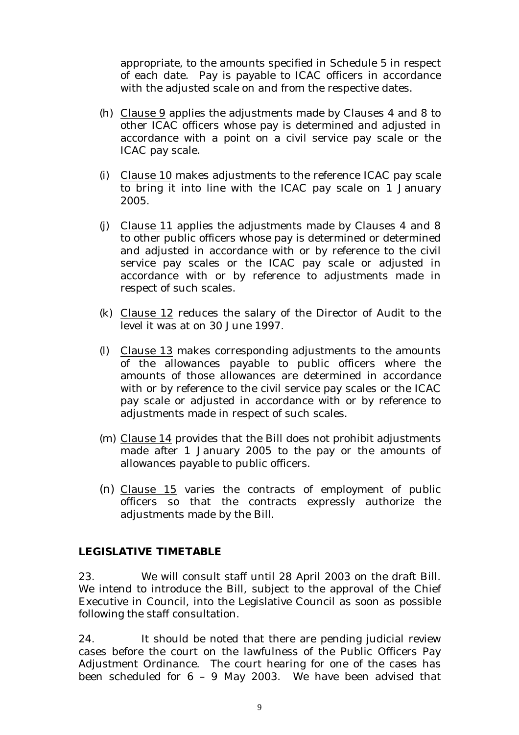appropriate, to the amounts specified in Schedule 5 in respect of each date. Pay is payable to ICAC officers in accordance with the adjusted scale on and from the respective dates.

(h) Clause 9 applies the adjustments made by Clauses 4 and 8 to other ICAC officers whose pay is determined and adjusted in accordance with a point on a civil service pay scale or the ICAC pay scale.

(i) Clause 10 makes adjustments to the reference ICAC pay scale to bring it into line with the ICAC pay scale on 1 January 2005.

(j) Clause 11 applies the adjustments made by Clauses 4 and 8 to other public officers whose pay is determined or determined and adjusted in accordance with or by reference to the civil service pay scales or the ICAC pay scale or adjusted in accordance with or by reference to adjustments made in respect of such scales.

(k) Clause 12 reduces the salary of the Director of Audit to the level it was at on 30 June 1997.

(l) Clause 13 makes corresponding adjustments to the amounts of the allowances payable to public officers where the amounts of those allowances are determined in accordance with or by reference to the civil service pay scales or the ICAC pay scale or adjusted in accordance with or by reference to adjustments made in respect of such scales.

(m) Clause 14 provides that the Bill does not prohibit adjustments made after 1 January 2005 to the pay or the amounts of allowances payable to public officers.

(n) Clause 15 varies the contracts of employment of public officers so that the contracts expressly authorize the adjustments made by the Bill.

## LEGISLATIVE TIMETABLE

23. We will consult staff until 28 April 2003 on the draft Bill. We intend to introduce the Bill, subject to the approval of the Chief Executive in Council, into the Legislative Council as soon as possible following the staff consultation.

24. It should be noted that there are pending judicial review cases before the court on the lawfulness of the Public Officers Pay Adjustment Ordinance. The court hearing for one of the cases has been scheduled for 6 – 9 May 2003. We have been advised that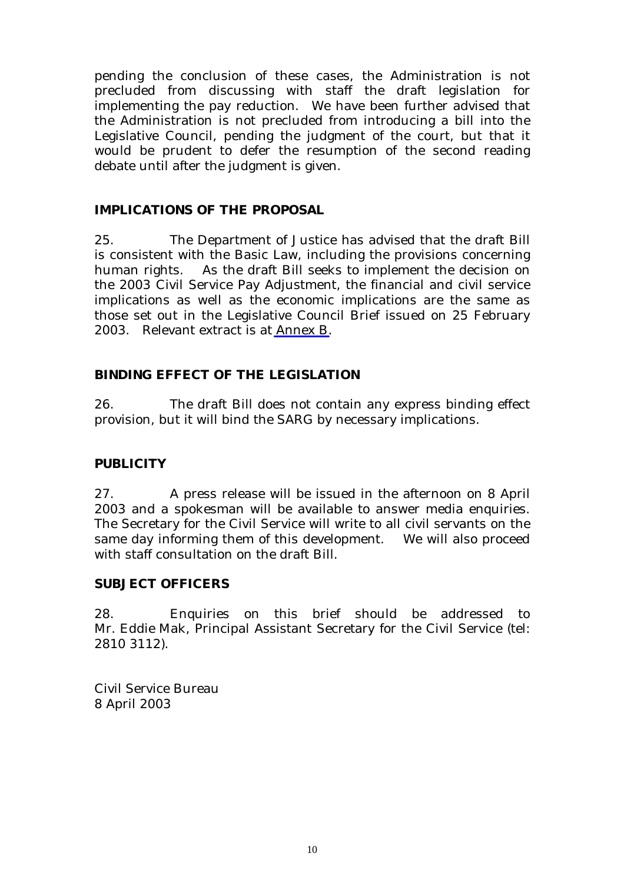pending the conclusion of these cases, the Administration is not precluded from discussing with staff the draft legislation for implementing the pay reduction. We have been further advised that the Administration is not precluded from introducing a bill into the Legislative Council, pending the judgment of the court, but that it would be prudent to defer the resumption of the second reading debate until after the judgment is given.

## IMPLICATIONS OF THE PROPOSAL

25. The Department of Justice has advised that the draft Bill is consistent with the Basic Law, including the provisions concerning human rights. As the draft Bill seeks to implement the decision on the 2003 Civil Service Pay Adjustment, the financial and civil service implications as well as the economic implications are the same as those set out in the Legislative Council Brief issued on 25 February 2003. Relevant extract is at Annex B.

## BINDING EFFECT OF THE LEGISLATION

26. The draft Bill does not contain any express binding effect provision, but it will bind the SARG by necessary implications.

## PUBLICITY

27. A press release will be issued in the afternoon on 8 April 2003 and a spokesman will be available to answer media enquiries. The Secretary for the Civil Service will write to all civil servants on the same day informing them of this development. We will also proceed with staff consultation on the draft Bill.

## SUBJECT OFFICERS

28. Enquiries on this brief should be addressed to Mr. Eddie Mak, Principal Assistant Secretary for the Civil Service (tel: 2810 3112).

Civil Service Bureau
8 April 2003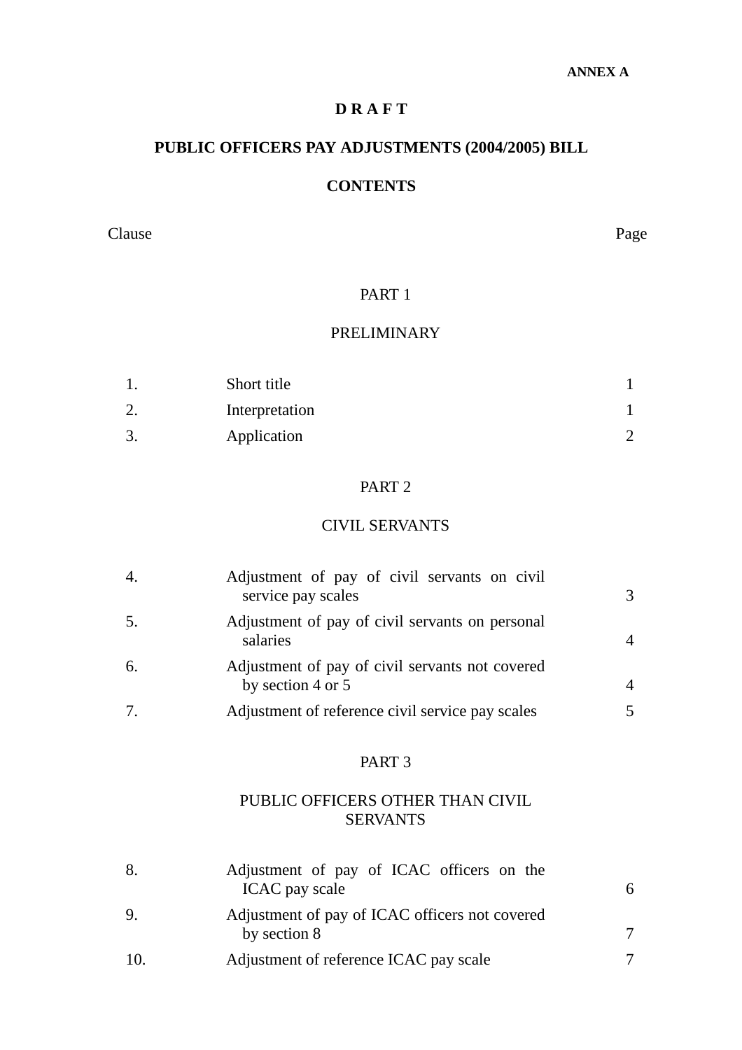**ANNEX A**

**D R A F T**

# PUBLIC OFFICERS PAY ADJUSTMENTS (2004/2005) BILL

## CONTENTS

| Clause | | Page |
|---|---|---|
| | PART 1 | |
| | PRELIMINARY | |
| 1. | Short title | 1 |
| 2. | Interpretation | 1 |
| 3. | Application | 2 |
| | PART 2 | |
| | CIVIL SERVANTS | |
| 4. | Adjustment of pay of civil servants on civil service pay scales | 3 |
| 5. | Adjustment of pay of civil servants on personal salaries | 4 |
| 6. | Adjustment of pay of civil servants not covered by section 4 or 5 | 4 |
| 7. | Adjustment of reference civil service pay scales | 5 |
| | PART 3 | |
| | PUBLIC OFFICERS OTHER THAN CIVIL SERVANTS | |
| 8. | Adjustment of pay of ICAC officers on the ICAC pay scale | 6 |
| 9. | Adjustment of pay of ICAC officers not covered by section 8 | 7 |
| 10. | Adjustment of reference ICAC pay scale | 7 |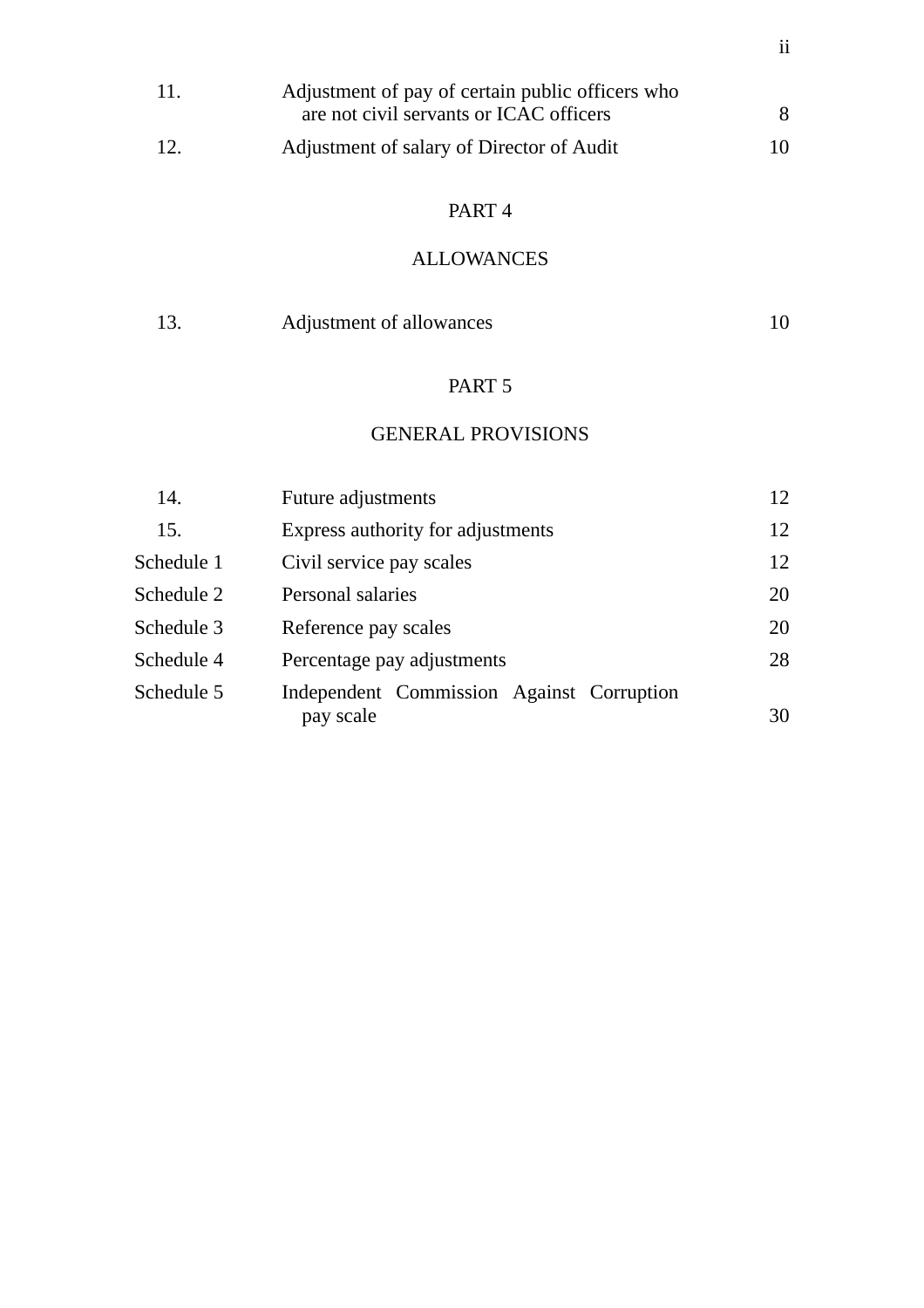| | | |
|---|---|---|
| 11. | Adjustment of pay of certain public officers who are not civil servants or ICAC officers | 8 |
| 12. | Adjustment of salary of Director of Audit | 10 |

PART 4

ALLOWANCES

| | | |
|---|---|---|
| 13. | Adjustment of allowances | 10 |

PART 5

GENERAL PROVISIONS

| | | |
|---|---|---|
| 14. | Future adjustments | 12 |
| 15. | Express authority for adjustments | 12 |
| Schedule 1 | Civil service pay scales | 12 |
| Schedule 2 | Personal salaries | 20 |
| Schedule 3 | Reference pay scales | 20 |
| Schedule 4 | Percentage pay adjustments | 28 |
| Schedule 5 | Independent Commission Against Corruption pay scale | 30 |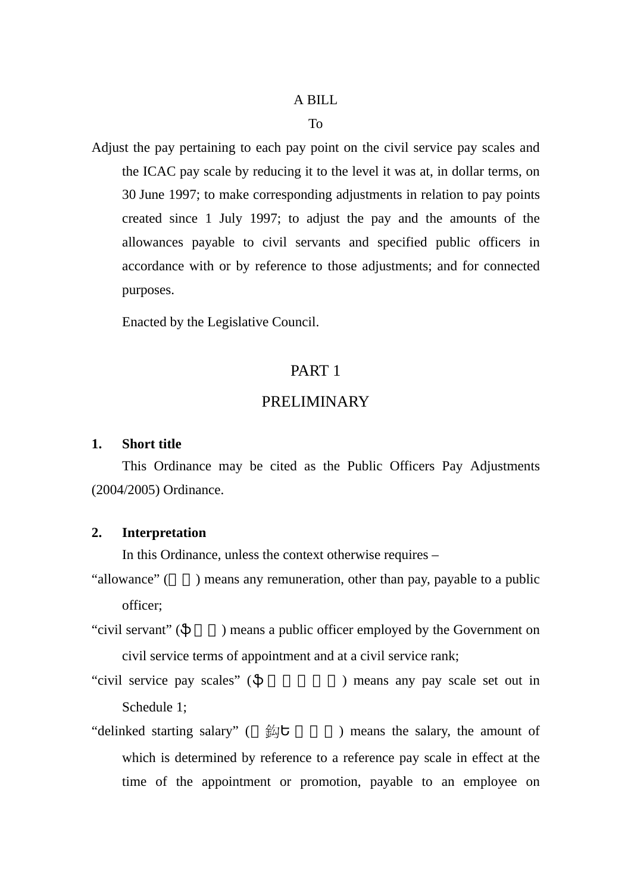A BILL

To

Adjust the pay pertaining to each pay point on the civil service pay scales and the ICAC pay scale by reducing it to the level it was at, in dollar terms, on 30 June 1997; to make corresponding adjustments in relation to pay points created since 1 July 1997; to adjust the pay and the amounts of the allowances payable to civil servants and specified public officers in accordance with or by reference to those adjustments; and for connected purposes.

Enacted by the Legislative Council.

# PART 1

# PRELIMINARY

**1. Short title**

This Ordinance may be cited as the Public Officers Pay Adjustments (2004/2005) Ordinance.

**2. Interpretation**

In this Ordinance, unless the context otherwise requires –

"allowance" (　　) means any remuneration, other than pay, payable to a public officer;

"civil servant" (ȹ　　) means a public officer employed by the Government on civil service terms of appointment and at a civil service rank;

"civil service pay scales" (ȹ　　　　　) means any pay scale set out in Schedule 1;

"delinked starting salary" (　鈎ㄘ　　　) means the salary, the amount of which is determined by reference to a reference pay scale in effect at the time of the appointment or promotion, payable to an employee on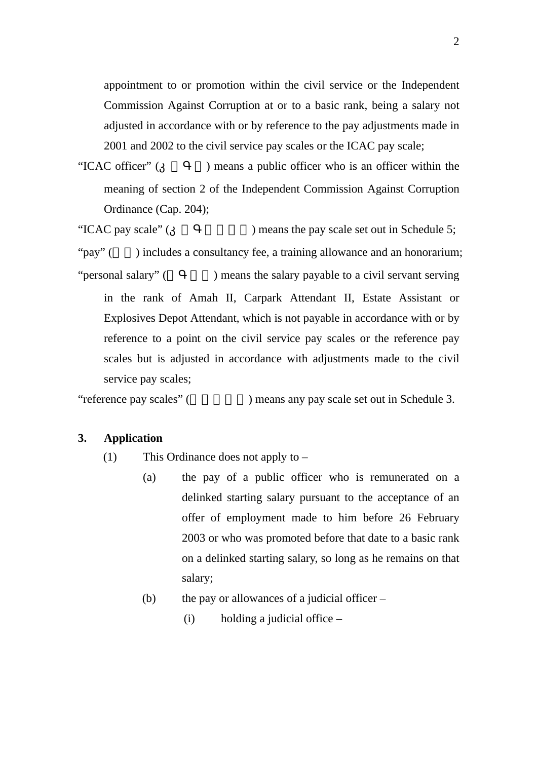appointment to or promotion within the civil service or the Independent Commission Against Corruption at or to a basic rank, being a salary not adjusted in accordance with or by reference to the pay adjustments made in 2001 and 2002 to the civil service pay scales or the ICAC pay scale;

"ICAC officer" (ʓ Ϥ ) means a public officer who is an officer within the meaning of section 2 of the Independent Commission Against Corruption Ordinance (Cap. 204);

"ICAC pay scale" (ʓ Ϥ ) means the pay scale set out in Schedule 5;

"pay" ( ) includes a consultancy fee, a training allowance and an honorarium;

"personal salary" ( Ϥ ) means the salary payable to a civil servant serving in the rank of Amah II, Carpark Attendant II, Estate Assistant or Explosives Depot Attendant, which is not payable in accordance with or by reference to a point on the civil service pay scales or the reference pay scales but is adjusted in accordance with adjustments made to the civil service pay scales;

"reference pay scales" ( ) means any pay scale set out in Schedule 3.

**3. Application**

(1) This Ordinance does not apply to –

(a) the pay of a public officer who is remunerated on a delinked starting salary pursuant to the acceptance of an offer of employment made to him before 26 February 2003 or who was promoted before that date to a basic rank on a delinked starting salary, so long as he remains on that salary;

(b) the pay or allowances of a judicial officer –

(i) holding a judicial office –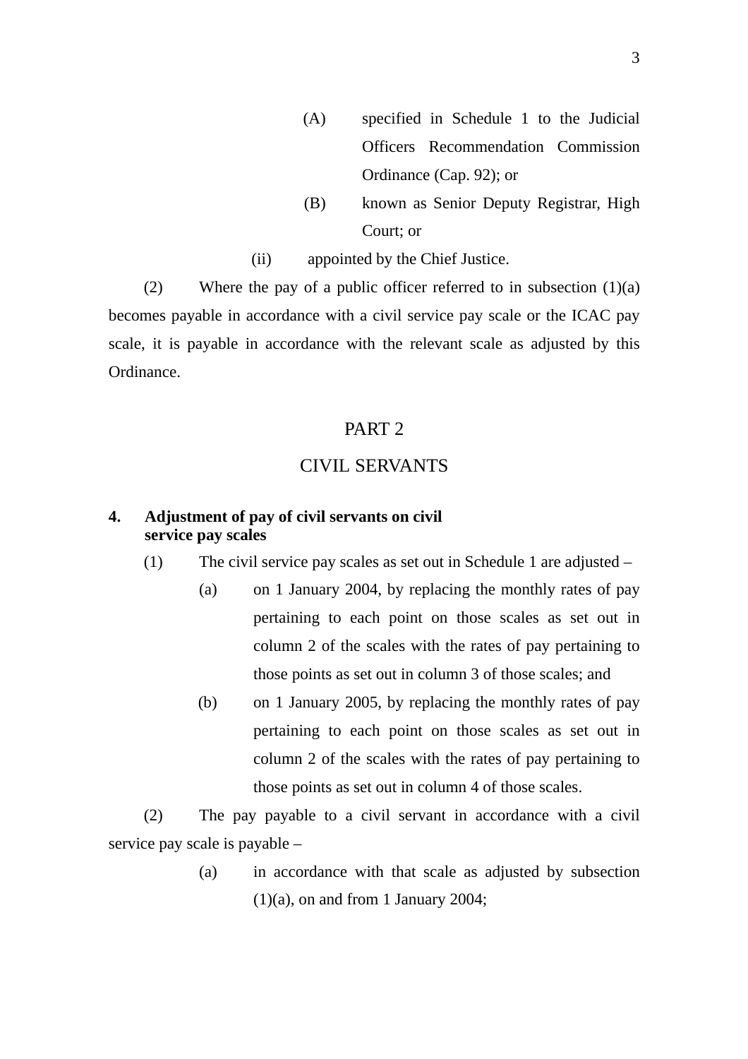(A) specified in Schedule 1 to the Judicial Officers Recommendation Commission Ordinance (Cap. 92); or

(B) known as Senior Deputy Registrar, High Court; or

(ii) appointed by the Chief Justice.

(2) Where the pay of a public officer referred to in subsection (1)(a) becomes payable in accordance with a civil service pay scale or the ICAC pay scale, it is payable in accordance with the relevant scale as adjusted by this Ordinance.

## PART 2

## CIVIL SERVANTS

**4. Adjustment of pay of civil servants on civil service pay scales**

(1) The civil service pay scales as set out in Schedule 1 are adjusted –

(a) on 1 January 2004, by replacing the monthly rates of pay pertaining to each point on those scales as set out in column 2 of the scales with the rates of pay pertaining to those points as set out in column 3 of those scales; and

(b) on 1 January 2005, by replacing the monthly rates of pay pertaining to each point on those scales as set out in column 2 of the scales with the rates of pay pertaining to those points as set out in column 4 of those scales.

(2) The pay payable to a civil servant in accordance with a civil service pay scale is payable –

(a) in accordance with that scale as adjusted by subsection (1)(a), on and from 1 January 2004;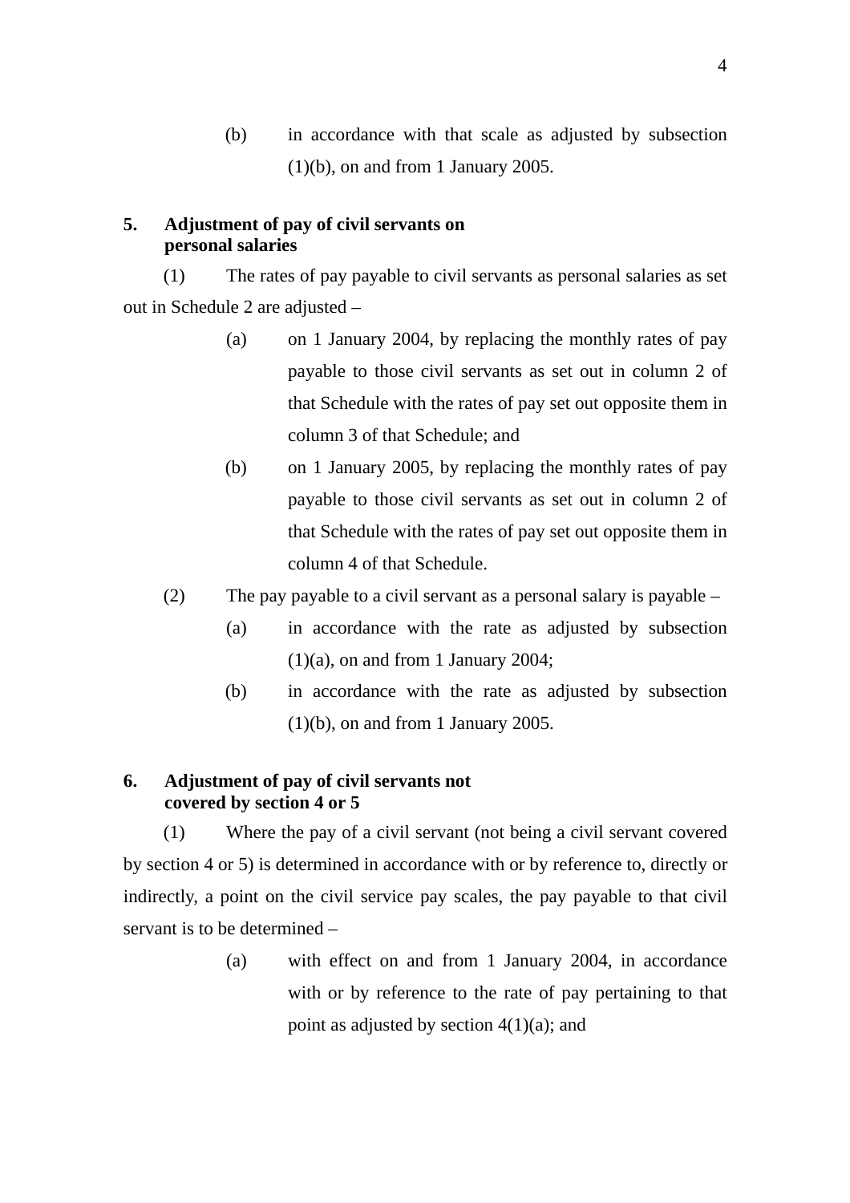(b) in accordance with that scale as adjusted by subsection (1)(b), on and from 1 January 2005.

### 5. Adjustment of pay of civil servants on personal salaries

(1) The rates of pay payable to civil servants as personal salaries as set out in Schedule 2 are adjusted –

(a) on 1 January 2004, by replacing the monthly rates of pay payable to those civil servants as set out in column 2 of that Schedule with the rates of pay set out opposite them in column 3 of that Schedule; and

(b) on 1 January 2005, by replacing the monthly rates of pay payable to those civil servants as set out in column 2 of that Schedule with the rates of pay set out opposite them in column 4 of that Schedule.

(2) The pay payable to a civil servant as a personal salary is payable –

(a) in accordance with the rate as adjusted by subsection (1)(a), on and from 1 January 2004;

(b) in accordance with the rate as adjusted by subsection (1)(b), on and from 1 January 2005.

### 6. Adjustment of pay of civil servants not covered by section 4 or 5

(1) Where the pay of a civil servant (not being a civil servant covered by section 4 or 5) is determined in accordance with or by reference to, directly or indirectly, a point on the civil service pay scales, the pay payable to that civil servant is to be determined –

(a) with effect on and from 1 January 2004, in accordance with or by reference to the rate of pay pertaining to that point as adjusted by section 4(1)(a); and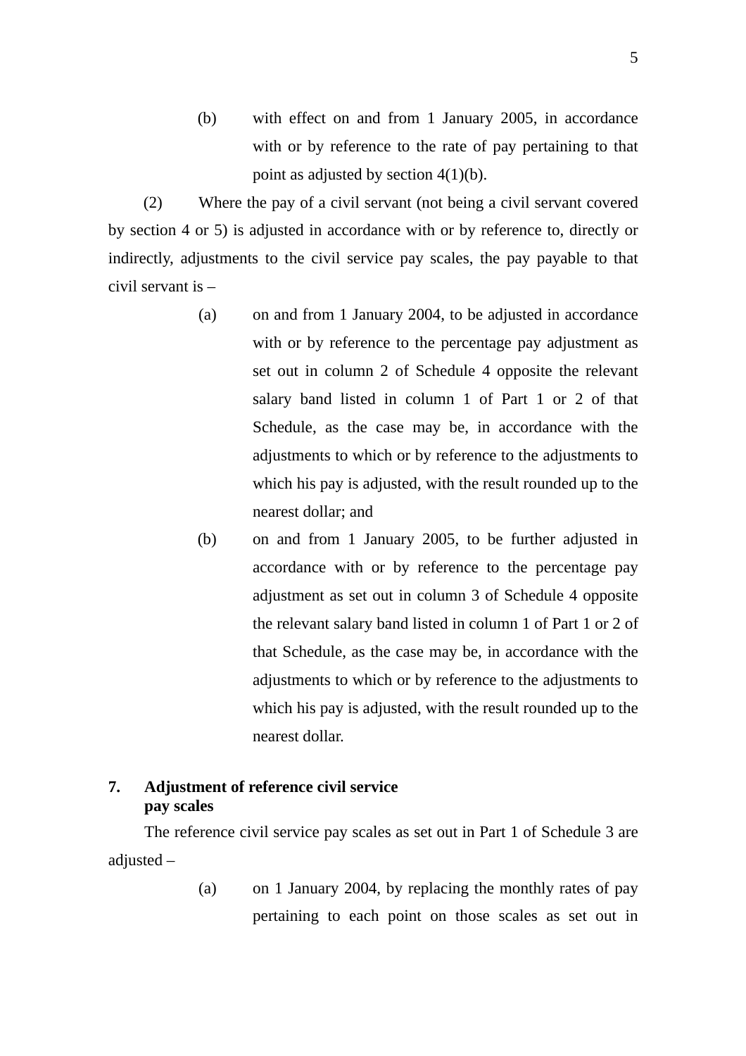(b) with effect on and from 1 January 2005, in accordance with or by reference to the rate of pay pertaining to that point as adjusted by section 4(1)(b).

(2) Where the pay of a civil servant (not being a civil servant covered by section 4 or 5) is adjusted in accordance with or by reference to, directly or indirectly, adjustments to the civil service pay scales, the pay payable to that civil servant is –

(a) on and from 1 January 2004, to be adjusted in accordance with or by reference to the percentage pay adjustment as set out in column 2 of Schedule 4 opposite the relevant salary band listed in column 1 of Part 1 or 2 of that Schedule, as the case may be, in accordance with the adjustments to which or by reference to the adjustments to which his pay is adjusted, with the result rounded up to the nearest dollar; and

(b) on and from 1 January 2005, to be further adjusted in accordance with or by reference to the percentage pay adjustment as set out in column 3 of Schedule 4 opposite the relevant salary band listed in column 1 of Part 1 or 2 of that Schedule, as the case may be, in accordance with the adjustments to which or by reference to the adjustments to which his pay is adjusted, with the result rounded up to the nearest dollar.

**7. Adjustment of reference civil service pay scales**

The reference civil service pay scales as set out in Part 1 of Schedule 3 are adjusted –

(a) on 1 January 2004, by replacing the monthly rates of pay pertaining to each point on those scales as set out in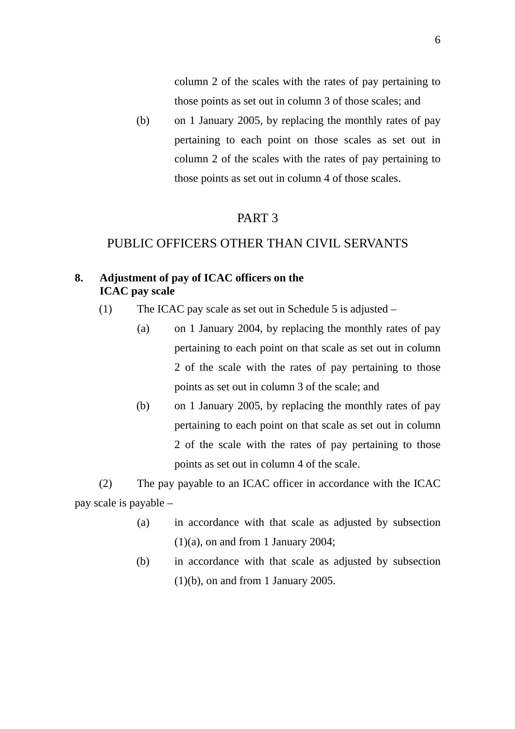column 2 of the scales with the rates of pay pertaining to those points as set out in column 3 of those scales; and

(b) on 1 January 2005, by replacing the monthly rates of pay pertaining to each point on those scales as set out in column 2 of the scales with the rates of pay pertaining to those points as set out in column 4 of those scales.

## PART 3

## PUBLIC OFFICERS OTHER THAN CIVIL SERVANTS

**8. Adjustment of pay of ICAC officers on the ICAC pay scale**

(1) The ICAC pay scale as set out in Schedule 5 is adjusted –

(a) on 1 January 2004, by replacing the monthly rates of pay pertaining to each point on that scale as set out in column 2 of the scale with the rates of pay pertaining to those points as set out in column 3 of the scale; and

(b) on 1 January 2005, by replacing the monthly rates of pay pertaining to each point on that scale as set out in column 2 of the scale with the rates of pay pertaining to those points as set out in column 4 of the scale.

(2) The pay payable to an ICAC officer in accordance with the ICAC pay scale is payable –

(a) in accordance with that scale as adjusted by subsection (1)(a), on and from 1 January 2004;

(b) in accordance with that scale as adjusted by subsection (1)(b), on and from 1 January 2005.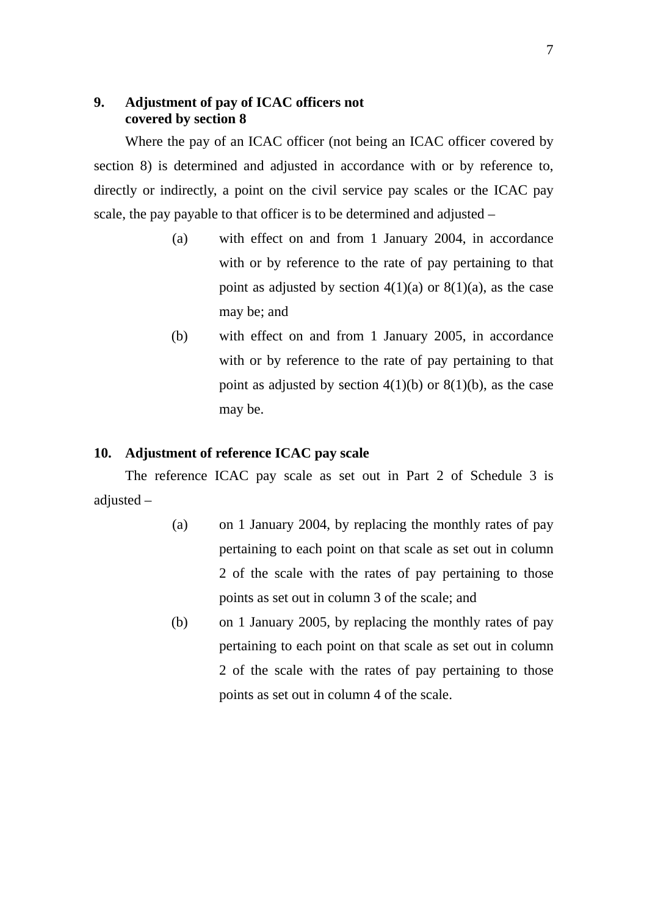**9. Adjustment of pay of ICAC officers not covered by section 8**

Where the pay of an ICAC officer (not being an ICAC officer covered by section 8) is determined and adjusted in accordance with or by reference to, directly or indirectly, a point on the civil service pay scales or the ICAC pay scale, the pay payable to that officer is to be determined and adjusted –

(a) with effect on and from 1 January 2004, in accordance with or by reference to the rate of pay pertaining to that point as adjusted by section 4(1)(a) or 8(1)(a), as the case may be; and

(b) with effect on and from 1 January 2005, in accordance with or by reference to the rate of pay pertaining to that point as adjusted by section 4(1)(b) or 8(1)(b), as the case may be.

**10. Adjustment of reference ICAC pay scale**

The reference ICAC pay scale as set out in Part 2 of Schedule 3 is adjusted –

(a) on 1 January 2004, by replacing the monthly rates of pay pertaining to each point on that scale as set out in column 2 of the scale with the rates of pay pertaining to those points as set out in column 3 of the scale; and

(b) on 1 January 2005, by replacing the monthly rates of pay pertaining to each point on that scale as set out in column 2 of the scale with the rates of pay pertaining to those points as set out in column 4 of the scale.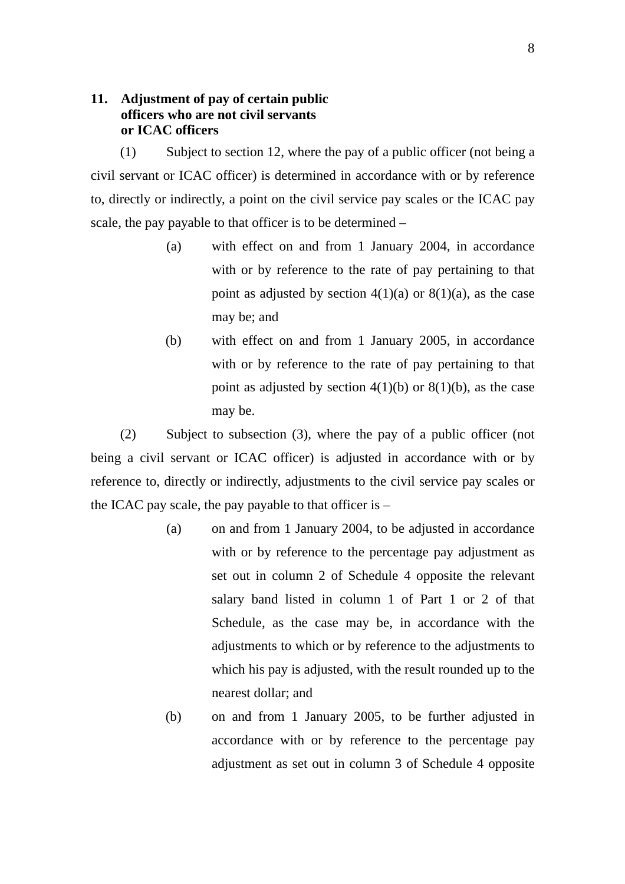**11. Adjustment of pay of certain public officers who are not civil servants or ICAC officers**

(1) Subject to section 12, where the pay of a public officer (not being a civil servant or ICAC officer) is determined in accordance with or by reference to, directly or indirectly, a point on the civil service pay scales or the ICAC pay scale, the pay payable to that officer is to be determined –

(a) with effect on and from 1 January 2004, in accordance with or by reference to the rate of pay pertaining to that point as adjusted by section 4(1)(a) or 8(1)(a), as the case may be; and

(b) with effect on and from 1 January 2005, in accordance with or by reference to the rate of pay pertaining to that point as adjusted by section 4(1)(b) or 8(1)(b), as the case may be.

(2) Subject to subsection (3), where the pay of a public officer (not being a civil servant or ICAC officer) is adjusted in accordance with or by reference to, directly or indirectly, adjustments to the civil service pay scales or the ICAC pay scale, the pay payable to that officer is –

(a) on and from 1 January 2004, to be adjusted in accordance with or by reference to the percentage pay adjustment as set out in column 2 of Schedule 4 opposite the relevant salary band listed in column 1 of Part 1 or 2 of that Schedule, as the case may be, in accordance with the adjustments to which or by reference to the adjustments to which his pay is adjusted, with the result rounded up to the nearest dollar; and

(b) on and from 1 January 2005, to be further adjusted in accordance with or by reference to the percentage pay adjustment as set out in column 3 of Schedule 4 opposite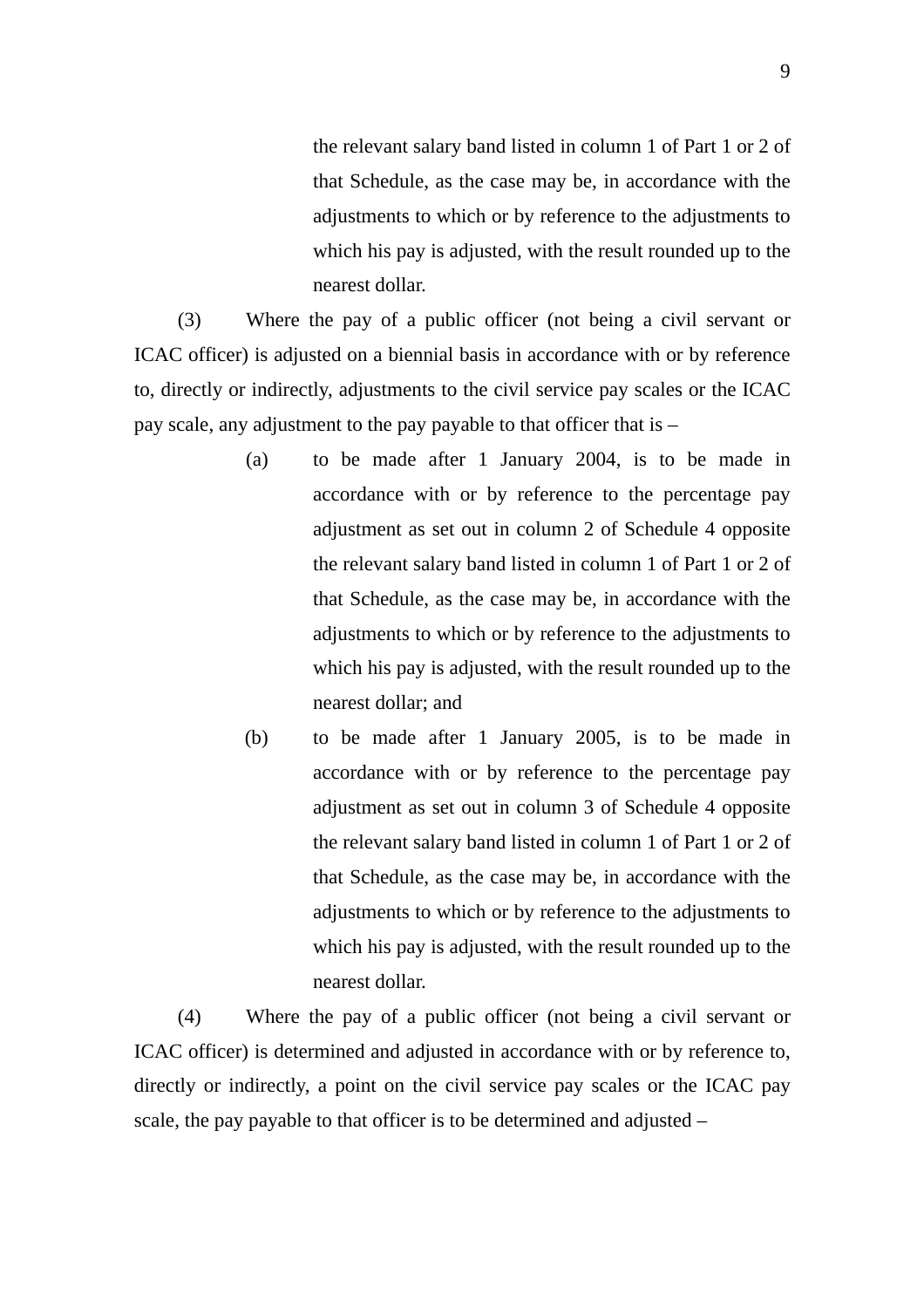the relevant salary band listed in column 1 of Part 1 or 2 of that Schedule, as the case may be, in accordance with the adjustments to which or by reference to the adjustments to which his pay is adjusted, with the result rounded up to the nearest dollar.

(3) Where the pay of a public officer (not being a civil servant or ICAC officer) is adjusted on a biennial basis in accordance with or by reference to, directly or indirectly, adjustments to the civil service pay scales or the ICAC pay scale, any adjustment to the pay payable to that officer that is –

(a) to be made after 1 January 2004, is to be made in accordance with or by reference to the percentage pay adjustment as set out in column 2 of Schedule 4 opposite the relevant salary band listed in column 1 of Part 1 or 2 of that Schedule, as the case may be, in accordance with the adjustments to which or by reference to the adjustments to which his pay is adjusted, with the result rounded up to the nearest dollar; and

(b) to be made after 1 January 2005, is to be made in accordance with or by reference to the percentage pay adjustment as set out in column 3 of Schedule 4 opposite the relevant salary band listed in column 1 of Part 1 or 2 of that Schedule, as the case may be, in accordance with the adjustments to which or by reference to the adjustments to which his pay is adjusted, with the result rounded up to the nearest dollar.

(4) Where the pay of a public officer (not being a civil servant or ICAC officer) is determined and adjusted in accordance with or by reference to, directly or indirectly, a point on the civil service pay scales or the ICAC pay scale, the pay payable to that officer is to be determined and adjusted –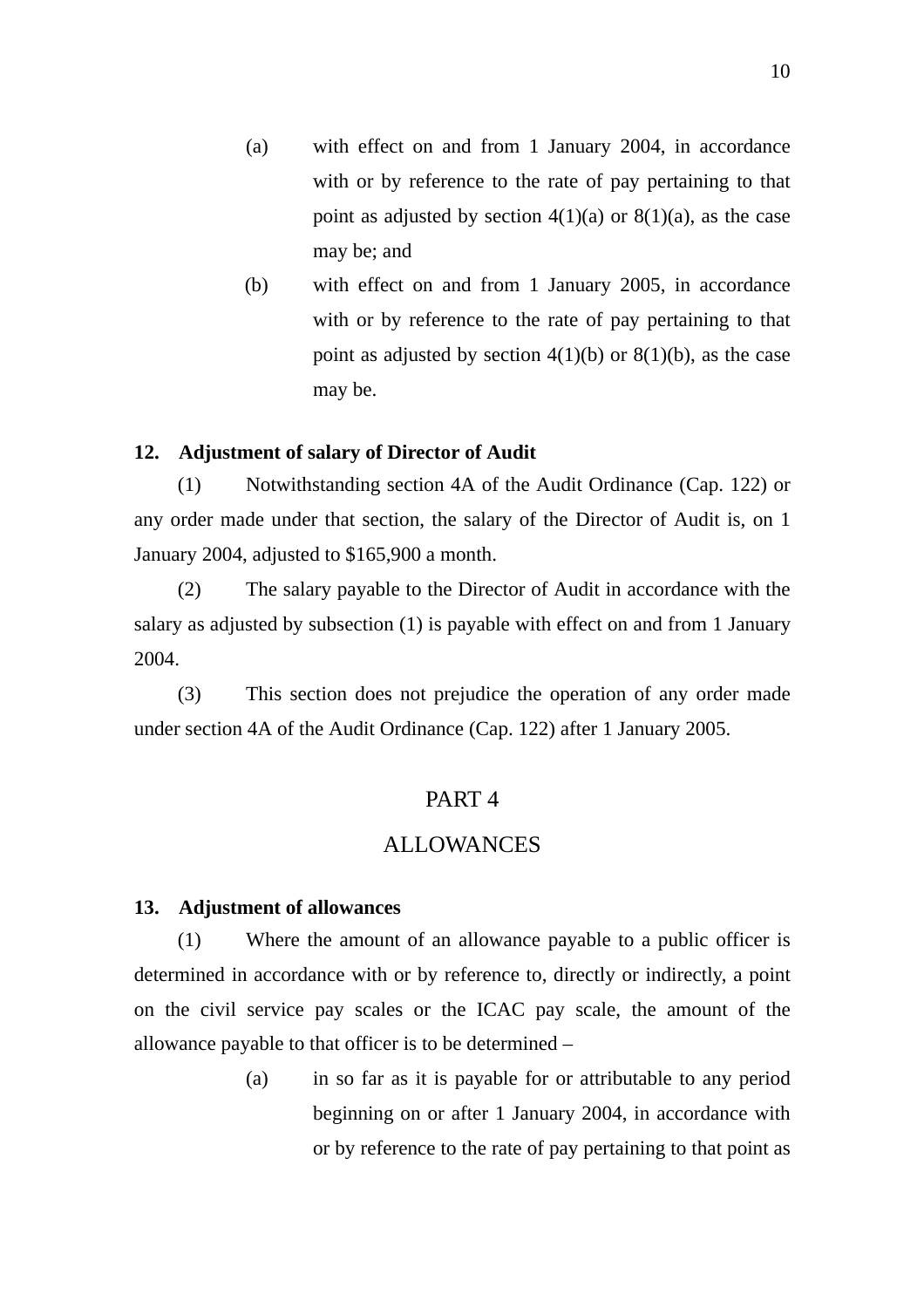(a) with effect on and from 1 January 2004, in accordance with or by reference to the rate of pay pertaining to that point as adjusted by section 4(1)(a) or 8(1)(a), as the case may be; and

(b) with effect on and from 1 January 2005, in accordance with or by reference to the rate of pay pertaining to that point as adjusted by section 4(1)(b) or 8(1)(b), as the case may be.

**12. Adjustment of salary of Director of Audit**

(1) Notwithstanding section 4A of the Audit Ordinance (Cap. 122) or any order made under that section, the salary of the Director of Audit is, on 1 January 2004, adjusted to $165,900 a month.

(2) The salary payable to the Director of Audit in accordance with the salary as adjusted by subsection (1) is payable with effect on and from 1 January 2004.

(3) This section does not prejudice the operation of any order made under section 4A of the Audit Ordinance (Cap. 122) after 1 January 2005.

## PART 4

## ALLOWANCES

**13. Adjustment of allowances**

(1) Where the amount of an allowance payable to a public officer is determined in accordance with or by reference to, directly or indirectly, a point on the civil service pay scales or the ICAC pay scale, the amount of the allowance payable to that officer is to be determined –

(a) in so far as it is payable for or attributable to any period beginning on or after 1 January 2004, in accordance with or by reference to the rate of pay pertaining to that point as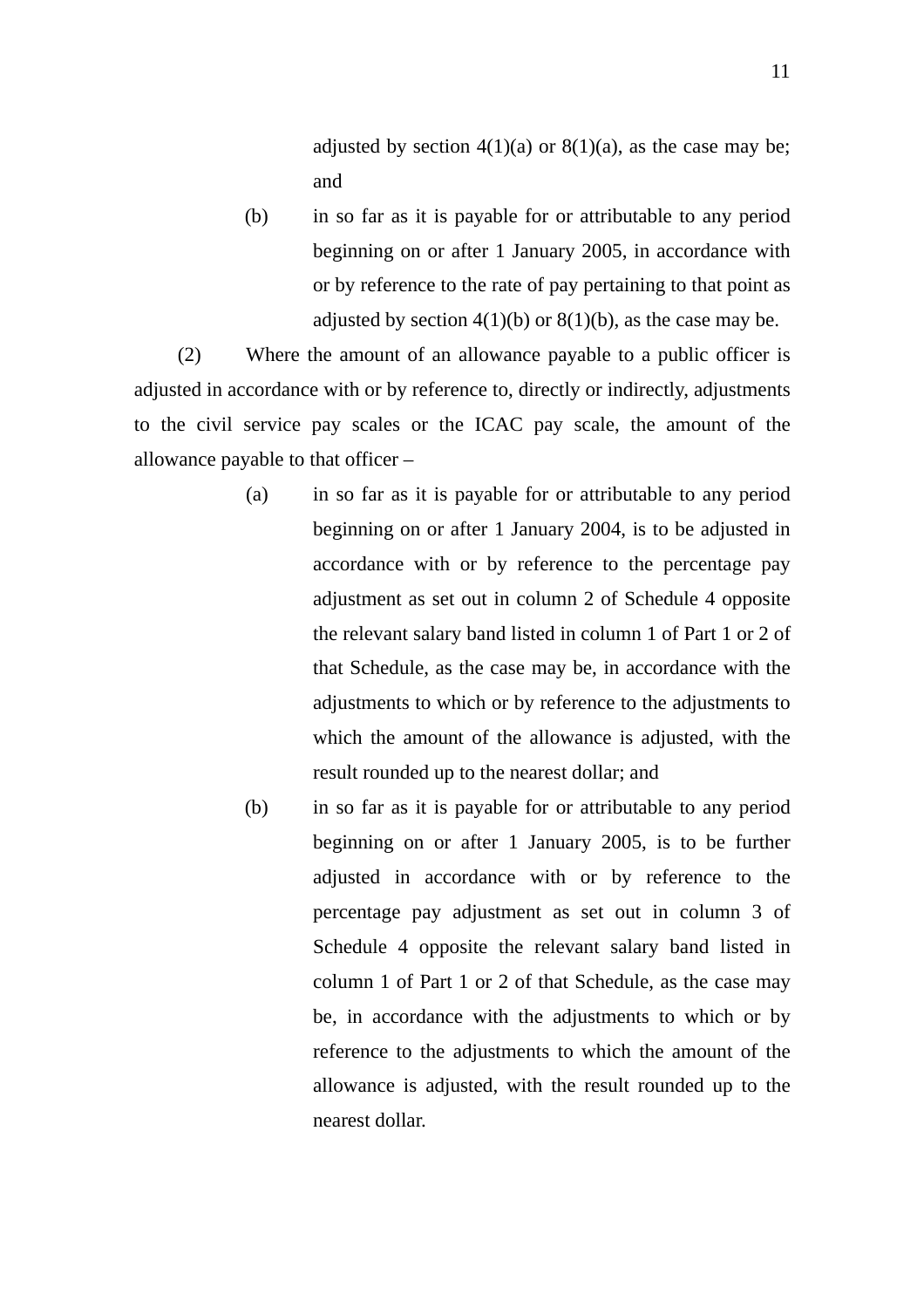adjusted by section 4(1)(a) or 8(1)(a), as the case may be; and

(b) in so far as it is payable for or attributable to any period beginning on or after 1 January 2005, in accordance with or by reference to the rate of pay pertaining to that point as adjusted by section 4(1)(b) or 8(1)(b), as the case may be.

(2) Where the amount of an allowance payable to a public officer is adjusted in accordance with or by reference to, directly or indirectly, adjustments to the civil service pay scales or the ICAC pay scale, the amount of the allowance payable to that officer –

(a) in so far as it is payable for or attributable to any period beginning on or after 1 January 2004, is to be adjusted in accordance with or by reference to the percentage pay adjustment as set out in column 2 of Schedule 4 opposite the relevant salary band listed in column 1 of Part 1 or 2 of that Schedule, as the case may be, in accordance with the adjustments to which or by reference to the adjustments to which the amount of the allowance is adjusted, with the result rounded up to the nearest dollar; and

(b) in so far as it is payable for or attributable to any period beginning on or after 1 January 2005, is to be further adjusted in accordance with or by reference to the percentage pay adjustment as set out in column 3 of Schedule 4 opposite the relevant salary band listed in column 1 of Part 1 or 2 of that Schedule, as the case may be, in accordance with the adjustments to which or by reference to the adjustments to which the amount of the allowance is adjusted, with the result rounded up to the nearest dollar.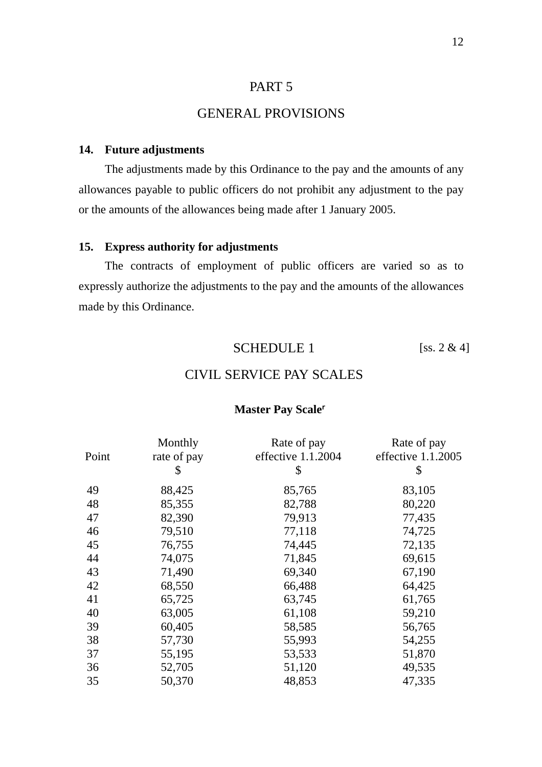# PART 5

# GENERAL PROVISIONS

**14. Future adjustments**

The adjustments made by this Ordinance to the pay and the amounts of any allowances payable to public officers do not prohibit any adjustment to the pay or the amounts of the allowances being made after 1 January 2005.

**15. Express authority for adjustments**

The contracts of employment of public officers are varied so as to expressly authorize the adjustments to the pay and the amounts of the allowances made by this Ordinance.

## SCHEDULE 1 [ss. 2 & 4]

## CIVIL SERVICE PAY SCALES

**Master Pay Scale**[r]

| Point | Monthly rate of pay $ | Rate of pay effective 1.1.2004 $ | Rate of pay effective 1.1.2005 $ |
|---|---|---|---|
| 49 | 88,425 | 85,765 | 83,105 |
| 48 | 85,355 | 82,788 | 80,220 |
| 47 | 82,390 | 79,913 | 77,435 |
| 46 | 79,510 | 77,118 | 74,725 |
| 45 | 76,755 | 74,445 | 72,135 |
| 44 | 74,075 | 71,845 | 69,615 |
| 43 | 71,490 | 69,340 | 67,190 |
| 42 | 68,550 | 66,488 | 64,425 |
| 41 | 65,725 | 63,745 | 61,765 |
| 40 | 63,005 | 61,108 | 59,210 |
| 39 | 60,405 | 58,585 | 56,765 |
| 38 | 57,730 | 55,993 | 54,255 |
| 37 | 55,195 | 53,533 | 51,870 |
| 36 | 52,705 | 51,120 | 49,535 |
| 35 | 50,370 | 48,853 | 47,335 |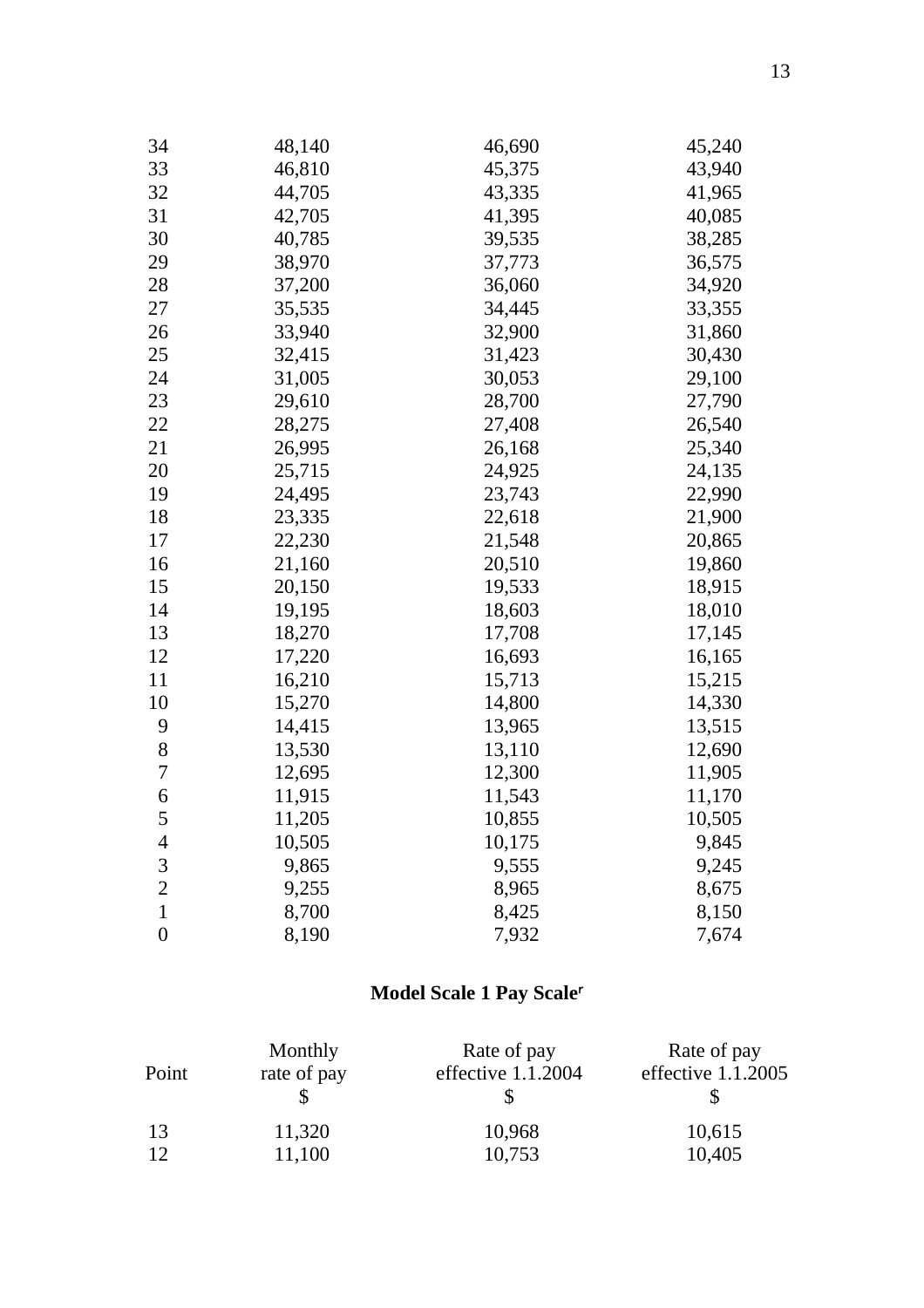| | | | |
|---|---|---|---|
| 34 | 48,140 | 46,690 | 45,240 |
| 33 | 46,810 | 45,375 | 43,940 |
| 32 | 44,705 | 43,335 | 41,965 |
| 31 | 42,705 | 41,395 | 40,085 |
| 30 | 40,785 | 39,535 | 38,285 |
| 29 | 38,970 | 37,773 | 36,575 |
| 28 | 37,200 | 36,060 | 34,920 |
| 27 | 35,535 | 34,445 | 33,355 |
| 26 | 33,940 | 32,900 | 31,860 |
| 25 | 32,415 | 31,423 | 30,430 |
| 24 | 31,005 | 30,053 | 29,100 |
| 23 | 29,610 | 28,700 | 27,790 |
| 22 | 28,275 | 27,408 | 26,540 |
| 21 | 26,995 | 26,168 | 25,340 |
| 20 | 25,715 | 24,925 | 24,135 |
| 19 | 24,495 | 23,743 | 22,990 |
| 18 | 23,335 | 22,618 | 21,900 |
| 17 | 22,230 | 21,548 | 20,865 |
| 16 | 21,160 | 20,510 | 19,860 |
| 15 | 20,150 | 19,533 | 18,915 |
| 14 | 19,195 | 18,603 | 18,010 |
| 13 | 18,270 | 17,708 | 17,145 |
| 12 | 17,220 | 16,693 | 16,165 |
| 11 | 16,210 | 15,713 | 15,215 |
| 10 | 15,270 | 14,800 | 14,330 |
| 9 | 14,415 | 13,965 | 13,515 |
| 8 | 13,530 | 13,110 | 12,690 |
| 7 | 12,695 | 12,300 | 11,905 |
| 6 | 11,915 | 11,543 | 11,170 |
| 5 | 11,205 | 10,855 | 10,505 |
| 4 | 10,505 | 10,175 | 9,845 |
| 3 | 9,865 | 9,555 | 9,245 |
| 2 | 9,255 | 8,965 | 8,675 |
| 1 | 8,700 | 8,425 | 8,150 |
| 0 | 8,190 | 7,932 | 7,674 |

**Model Scale 1 Pay Scale**[r]

| Point | Monthly rate of pay $ | Rate of pay effective 1.1.2004 $ | Rate of pay effective 1.1.2005 $ |
|---|---|---|---|
| 13 | 11,320 | 10,968 | 10,615 |
| 12 | 11,100 | 10,753 | 10,405 |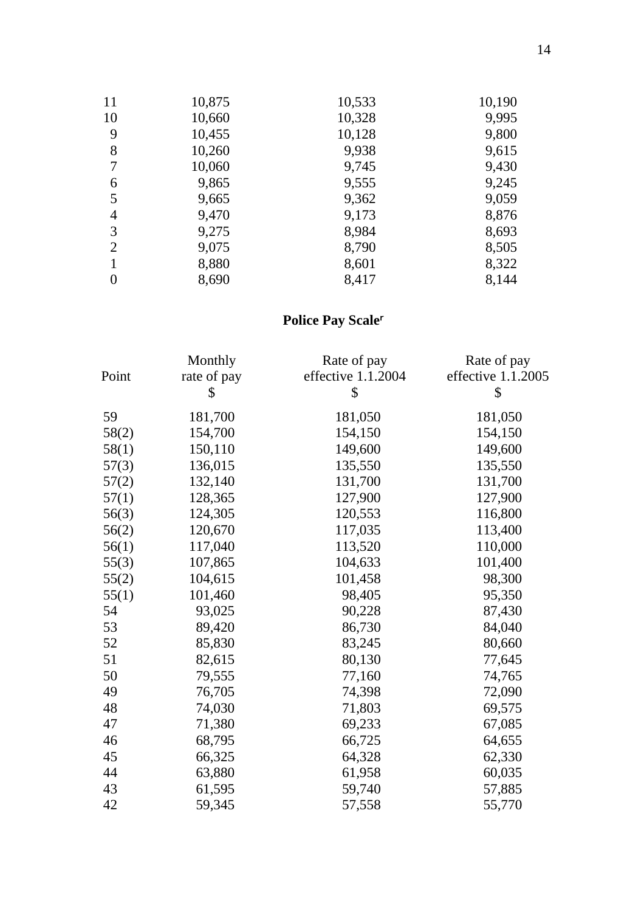| | | | |
|---|---|---|---|
| 11 | 10,875 | 10,533 | 10,190 |
| 10 | 10,660 | 10,328 | 9,995 |
| 9 | 10,455 | 10,128 | 9,800 |
| 8 | 10,260 | 9,938 | 9,615 |
| 7 | 10,060 | 9,745 | 9,430 |
| 6 | 9,865 | 9,555 | 9,245 |
| 5 | 9,665 | 9,362 | 9,059 |
| 4 | 9,470 | 9,173 | 8,876 |
| 3 | 9,275 | 8,984 | 8,693 |
| 2 | 9,075 | 8,790 | 8,505 |
| 1 | 8,880 | 8,601 | 8,322 |
| 0 | 8,690 | 8,417 | 8,144 |

**Police Pay Scale**[r]

| Point | Monthly rate of pay $ | Rate of pay effective 1.1.2004 $ | Rate of pay effective 1.1.2005 $ |
|---|---|---|---|
| 59 | 181,700 | 181,050 | 181,050 |
| 58(2) | 154,700 | 154,150 | 154,150 |
| 58(1) | 150,110 | 149,600 | 149,600 |
| 57(3) | 136,015 | 135,550 | 135,550 |
| 57(2) | 132,140 | 131,700 | 131,700 |
| 57(1) | 128,365 | 127,900 | 127,900 |
| 56(3) | 124,305 | 120,553 | 116,800 |
| 56(2) | 120,670 | 117,035 | 113,400 |
| 56(1) | 117,040 | 113,520 | 110,000 |
| 55(3) | 107,865 | 104,633 | 101,400 |
| 55(2) | 104,615 | 101,458 | 98,300 |
| 55(1) | 101,460 | 98,405 | 95,350 |
| 54 | 93,025 | 90,228 | 87,430 |
| 53 | 89,420 | 86,730 | 84,040 |
| 52 | 85,830 | 83,245 | 80,660 |
| 51 | 82,615 | 80,130 | 77,645 |
| 50 | 79,555 | 77,160 | 74,765 |
| 49 | 76,705 | 74,398 | 72,090 |
| 48 | 74,030 | 71,803 | 69,575 |
| 47 | 71,380 | 69,233 | 67,085 |
| 46 | 68,795 | 66,725 | 64,655 |
| 45 | 66,325 | 64,328 | 62,330 |
| 44 | 63,880 | 61,958 | 60,035 |
| 43 | 61,595 | 59,740 | 57,885 |
| 42 | 59,345 | 57,558 | 55,770 |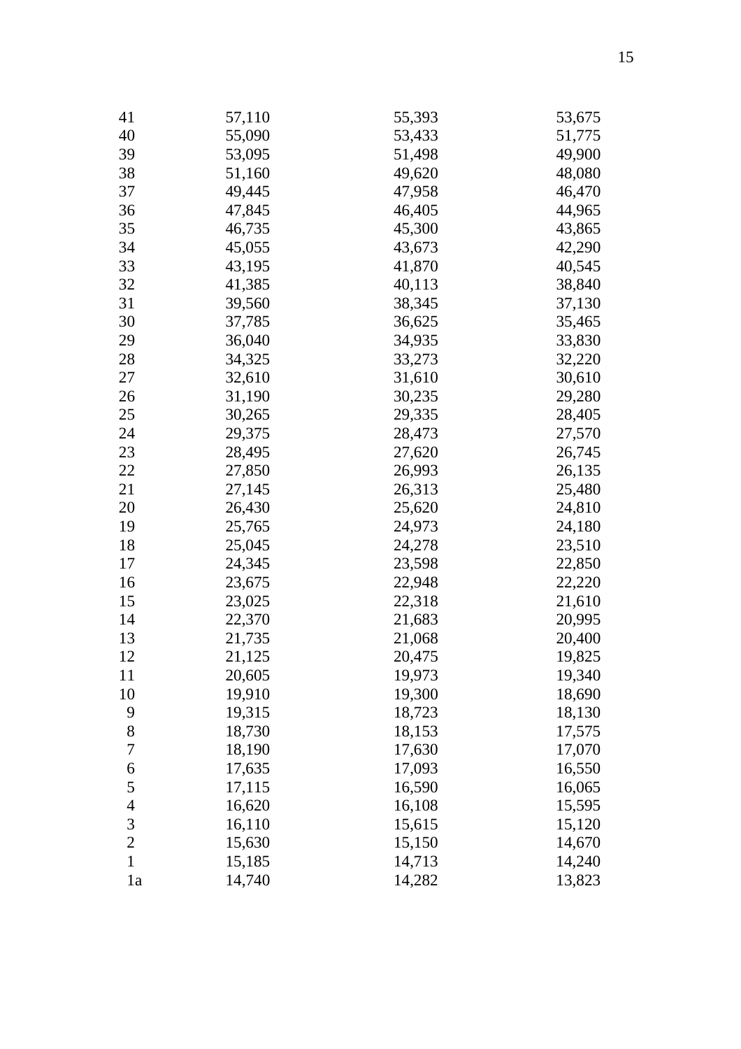| | | | |
|---|---|---|---|
| 41 | 57,110 | 55,393 | 53,675 |
| 40 | 55,090 | 53,433 | 51,775 |
| 39 | 53,095 | 51,498 | 49,900 |
| 38 | 51,160 | 49,620 | 48,080 |
| 37 | 49,445 | 47,958 | 46,470 |
| 36 | 47,845 | 46,405 | 44,965 |
| 35 | 46,735 | 45,300 | 43,865 |
| 34 | 45,055 | 43,673 | 42,290 |
| 33 | 43,195 | 41,870 | 40,545 |
| 32 | 41,385 | 40,113 | 38,840 |
| 31 | 39,560 | 38,345 | 37,130 |
| 30 | 37,785 | 36,625 | 35,465 |
| 29 | 36,040 | 34,935 | 33,830 |
| 28 | 34,325 | 33,273 | 32,220 |
| 27 | 32,610 | 31,610 | 30,610 |
| 26 | 31,190 | 30,235 | 29,280 |
| 25 | 30,265 | 29,335 | 28,405 |
| 24 | 29,375 | 28,473 | 27,570 |
| 23 | 28,495 | 27,620 | 26,745 |
| 22 | 27,850 | 26,993 | 26,135 |
| 21 | 27,145 | 26,313 | 25,480 |
| 20 | 26,430 | 25,620 | 24,810 |
| 19 | 25,765 | 24,973 | 24,180 |
| 18 | 25,045 | 24,278 | 23,510 |
| 17 | 24,345 | 23,598 | 22,850 |
| 16 | 23,675 | 22,948 | 22,220 |
| 15 | 23,025 | 22,318 | 21,610 |
| 14 | 22,370 | 21,683 | 20,995 |
| 13 | 21,735 | 21,068 | 20,400 |
| 12 | 21,125 | 20,475 | 19,825 |
| 11 | 20,605 | 19,973 | 19,340 |
| 10 | 19,910 | 19,300 | 18,690 |
| 9 | 19,315 | 18,723 | 18,130 |
| 8 | 18,730 | 18,153 | 17,575 |
| 7 | 18,190 | 17,630 | 17,070 |
| 6 | 17,635 | 17,093 | 16,550 |
| 5 | 17,115 | 16,590 | 16,065 |
| 4 | 16,620 | 16,108 | 15,595 |
| 3 | 16,110 | 15,615 | 15,120 |
| 2 | 15,630 | 15,150 | 14,670 |
| 1 | 15,185 | 14,713 | 14,240 |
| 1a | 14,740 | 14,282 | 13,823 |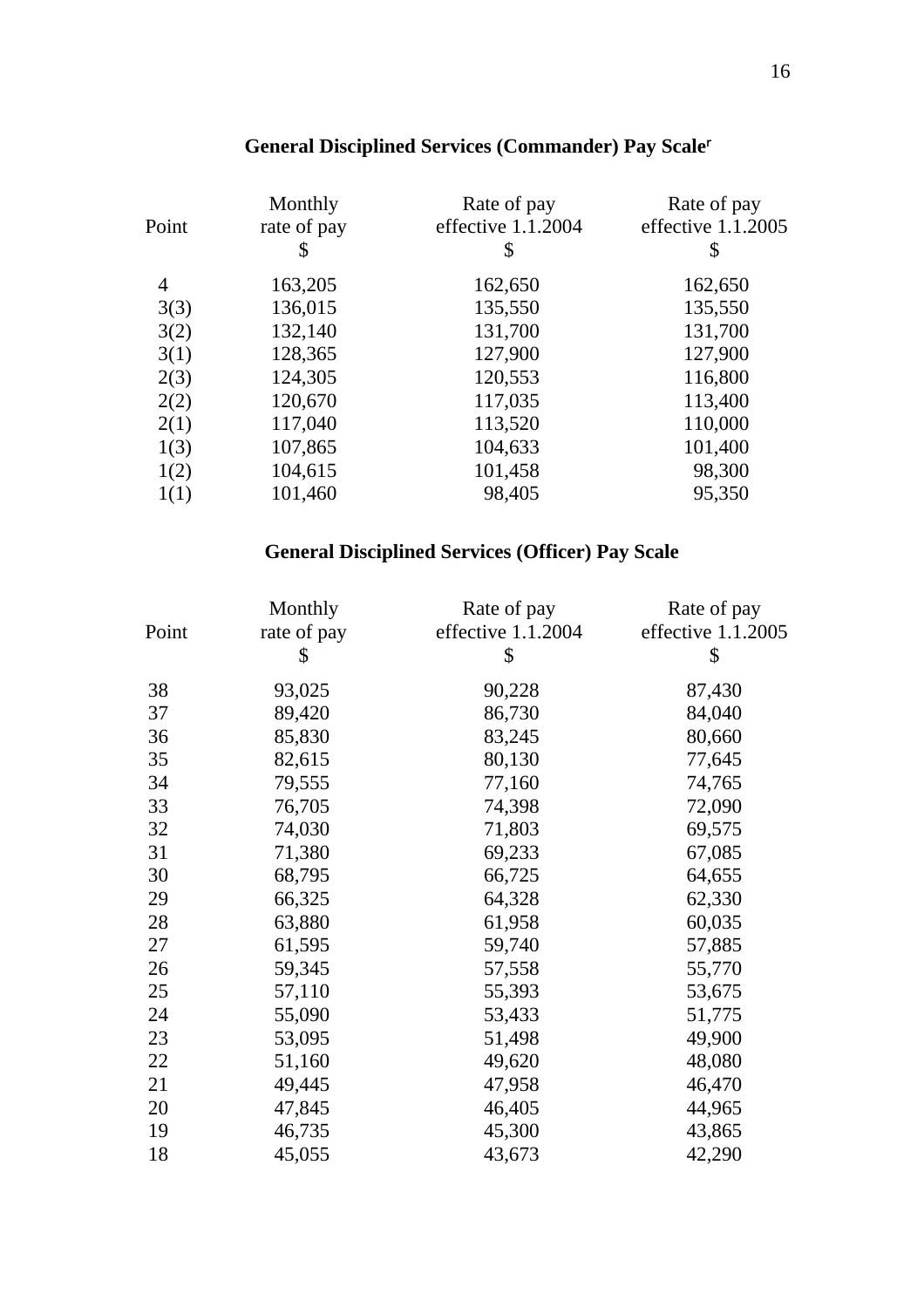## General Disciplined Services (Commander) Pay Scale[r]

| Point | Monthly rate of pay $ | Rate of pay effective 1.1.2004 $ | Rate of pay effective 1.1.2005 $ |
|---|---|---|---|
| 4 | 163,205 | 162,650 | 162,650 |
| 3(3) | 136,015 | 135,550 | 135,550 |
| 3(2) | 132,140 | 131,700 | 131,700 |
| 3(1) | 128,365 | 127,900 | 127,900 |
| 2(3) | 124,305 | 120,553 | 116,800 |
| 2(2) | 120,670 | 117,035 | 113,400 |
| 2(1) | 117,040 | 113,520 | 110,000 |
| 1(3) | 107,865 | 104,633 | 101,400 |
| 1(2) | 104,615 | 101,458 | 98,300 |
| 1(1) | 101,460 | 98,405 | 95,350 |

## General Disciplined Services (Officer) Pay Scale

| Point | Monthly rate of pay $ | Rate of pay effective 1.1.2004 $ | Rate of pay effective 1.1.2005 $ |
|---|---|---|---|
| 38 | 93,025 | 90,228 | 87,430 |
| 37 | 89,420 | 86,730 | 84,040 |
| 36 | 85,830 | 83,245 | 80,660 |
| 35 | 82,615 | 80,130 | 77,645 |
| 34 | 79,555 | 77,160 | 74,765 |
| 33 | 76,705 | 74,398 | 72,090 |
| 32 | 74,030 | 71,803 | 69,575 |
| 31 | 71,380 | 69,233 | 67,085 |
| 30 | 68,795 | 66,725 | 64,655 |
| 29 | 66,325 | 64,328 | 62,330 |
| 28 | 63,880 | 61,958 | 60,035 |
| 27 | 61,595 | 59,740 | 57,885 |
| 26 | 59,345 | 57,558 | 55,770 |
| 25 | 57,110 | 55,393 | 53,675 |
| 24 | 55,090 | 53,433 | 51,775 |
| 23 | 53,095 | 51,498 | 49,900 |
| 22 | 51,160 | 49,620 | 48,080 |
| 21 | 49,445 | 47,958 | 46,470 |
| 20 | 47,845 | 46,405 | 44,965 |
| 19 | 46,735 | 45,300 | 43,865 |
| 18 | 45,055 | 43,673 | 42,290 |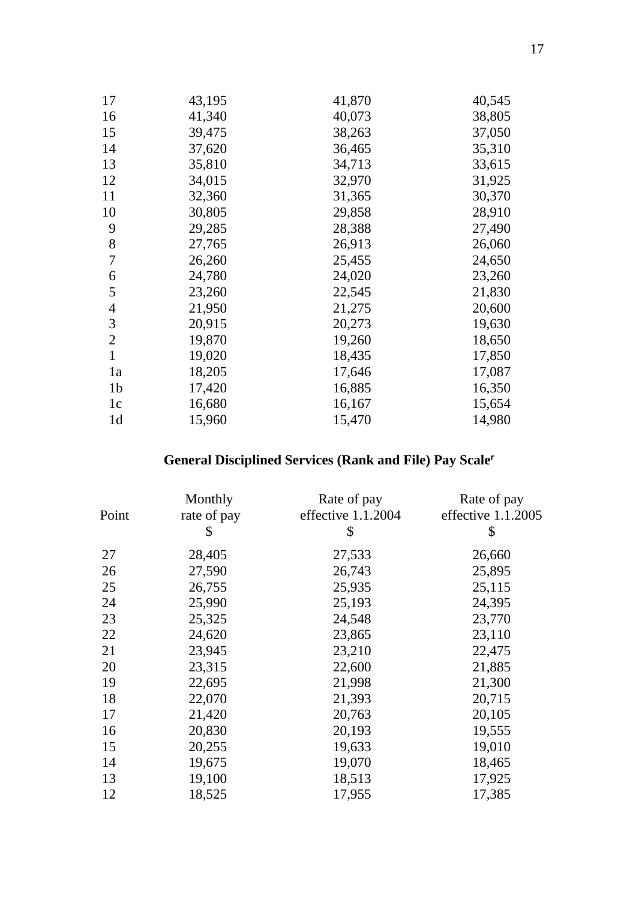| | | | |
|---|---|---|---|
| 17 | 43,195 | 41,870 | 40,545 |
| 16 | 41,340 | 40,073 | 38,805 |
| 15 | 39,475 | 38,263 | 37,050 |
| 14 | 37,620 | 36,465 | 35,310 |
| 13 | 35,810 | 34,713 | 33,615 |
| 12 | 34,015 | 32,970 | 31,925 |
| 11 | 32,360 | 31,365 | 30,370 |
| 10 | 30,805 | 29,858 | 28,910 |
| 9 | 29,285 | 28,388 | 27,490 |
| 8 | 27,765 | 26,913 | 26,060 |
| 7 | 26,260 | 25,455 | 24,650 |
| 6 | 24,780 | 24,020 | 23,260 |
| 5 | 23,260 | 22,545 | 21,830 |
| 4 | 21,950 | 21,275 | 20,600 |
| 3 | 20,915 | 20,273 | 19,630 |
| 2 | 19,870 | 19,260 | 18,650 |
| 1 | 19,020 | 18,435 | 17,850 |
| 1a | 18,205 | 17,646 | 17,087 |
| 1b | 17,420 | 16,885 | 16,350 |
| 1c | 16,680 | 16,167 | 15,654 |
| 1d | 15,960 | 15,470 | 14,980 |

## General Disciplined Services (Rank and File) Pay Scale[r]

| Point | Monthly rate of pay $ | Rate of pay effective 1.1.2004 $ | Rate of pay effective 1.1.2005 $ |
|---|---|---|---|
| 27 | 28,405 | 27,533 | 26,660 |
| 26 | 27,590 | 26,743 | 25,895 |
| 25 | 26,755 | 25,935 | 25,115 |
| 24 | 25,990 | 25,193 | 24,395 |
| 23 | 25,325 | 24,548 | 23,770 |
| 22 | 24,620 | 23,865 | 23,110 |
| 21 | 23,945 | 23,210 | 22,475 |
| 20 | 23,315 | 22,600 | 21,885 |
| 19 | 22,695 | 21,998 | 21,300 |
| 18 | 22,070 | 21,393 | 20,715 |
| 17 | 21,420 | 20,763 | 20,105 |
| 16 | 20,830 | 20,193 | 19,555 |
| 15 | 20,255 | 19,633 | 19,010 |
| 14 | 19,675 | 19,070 | 18,465 |
| 13 | 19,100 | 18,513 | 17,925 |
| 12 | 18,525 | 17,955 | 17,385 |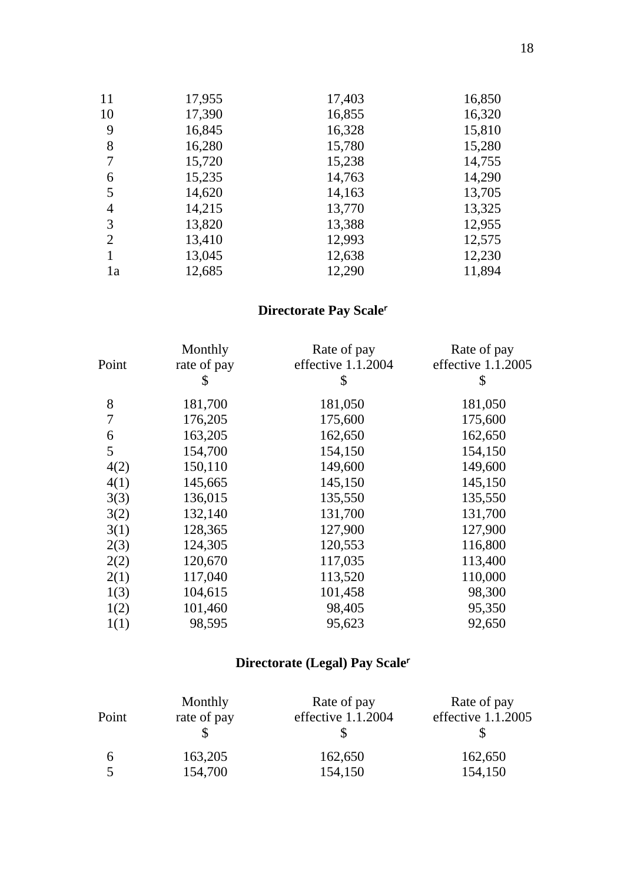| | | | |
|---|---|---|---|
| 11 | 17,955 | 17,403 | 16,850 |
| 10 | 17,390 | 16,855 | 16,320 |
| 9 | 16,845 | 16,328 | 15,810 |
| 8 | 16,280 | 15,780 | 15,280 |
| 7 | 15,720 | 15,238 | 14,755 |
| 6 | 15,235 | 14,763 | 14,290 |
| 5 | 14,620 | 14,163 | 13,705 |
| 4 | 14,215 | 13,770 | 13,325 |
| 3 | 13,820 | 13,388 | 12,955 |
| 2 | 13,410 | 12,993 | 12,575 |
| 1 | 13,045 | 12,638 | 12,230 |
| 1a | 12,685 | 12,290 | 11,894 |

## Directorate Pay Scale[r]

| Point | Monthly rate of pay $ | Rate of pay effective 1.1.2004 $ | Rate of pay effective 1.1.2005 $ |
|---|---|---|---|
| 8 | 181,700 | 181,050 | 181,050 |
| 7 | 176,205 | 175,600 | 175,600 |
| 6 | 163,205 | 162,650 | 162,650 |
| 5 | 154,700 | 154,150 | 154,150 |
| 4(2) | 150,110 | 149,600 | 149,600 |
| 4(1) | 145,665 | 145,150 | 145,150 |
| 3(3) | 136,015 | 135,550 | 135,550 |
| 3(2) | 132,140 | 131,700 | 131,700 |
| 3(1) | 128,365 | 127,900 | 127,900 |
| 2(3) | 124,305 | 120,553 | 116,800 |
| 2(2) | 120,670 | 117,035 | 113,400 |
| 2(1) | 117,040 | 113,520 | 110,000 |
| 1(3) | 104,615 | 101,458 | 98,300 |
| 1(2) | 101,460 | 98,405 | 95,350 |
| 1(1) | 98,595 | 95,623 | 92,650 |

## Directorate (Legal) Pay Scale[r]

| Point | Monthly rate of pay $ | Rate of pay effective 1.1.2004 $ | Rate of pay effective 1.1.2005 $ |
|---|---|---|---|
| 6 | 163,205 | 162,650 | 162,650 |
| 5 | 154,700 | 154,150 | 154,150 |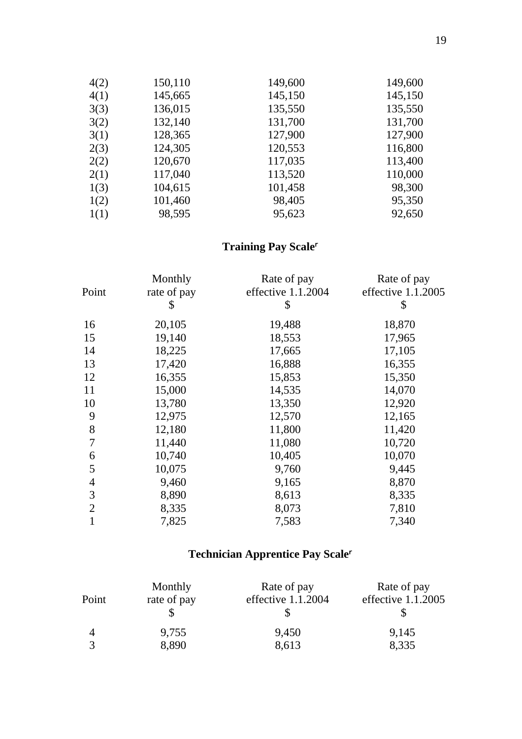| | | | |
|---|---|---|---|
| 4(2) | 150,110 | 149,600 | 149,600 |
| 4(1) | 145,665 | 145,150 | 145,150 |
| 3(3) | 136,015 | 135,550 | 135,550 |
| 3(2) | 132,140 | 131,700 | 131,700 |
| 3(1) | 128,365 | 127,900 | 127,900 |
| 2(3) | 124,305 | 120,553 | 116,800 |
| 2(2) | 120,670 | 117,035 | 113,400 |
| 2(1) | 117,040 | 113,520 | 110,000 |
| 1(3) | 104,615 | 101,458 | 98,300 |
| 1(2) | 101,460 | 98,405 | 95,350 |
| 1(1) | 98,595 | 95,623 | 92,650 |

## Training Pay Scale[r]

| Point | Monthly rate of pay $ | Rate of pay effective 1.1.2004 $ | Rate of pay effective 1.1.2005 $ |
|---|---|---|---|
| 16 | 20,105 | 19,488 | 18,870 |
| 15 | 19,140 | 18,553 | 17,965 |
| 14 | 18,225 | 17,665 | 17,105 |
| 13 | 17,420 | 16,888 | 16,355 |
| 12 | 16,355 | 15,853 | 15,350 |
| 11 | 15,000 | 14,535 | 14,070 |
| 10 | 13,780 | 13,350 | 12,920 |
| 9 | 12,975 | 12,570 | 12,165 |
| 8 | 12,180 | 11,800 | 11,420 |
| 7 | 11,440 | 11,080 | 10,720 |
| 6 | 10,740 | 10,405 | 10,070 |
| 5 | 10,075 | 9,760 | 9,445 |
| 4 | 9,460 | 9,165 | 8,870 |
| 3 | 8,890 | 8,613 | 8,335 |
| 2 | 8,335 | 8,073 | 7,810 |
| 1 | 7,825 | 7,583 | 7,340 |

## Technician Apprentice Pay Scale[r]

| Point | Monthly rate of pay $ | Rate of pay effective 1.1.2004 $ | Rate of pay effective 1.1.2005 $ |
|---|---|---|---|
| 4 | 9,755 | 9,450 | 9,145 |
| 3 | 8,890 | 8,613 | 8,335 |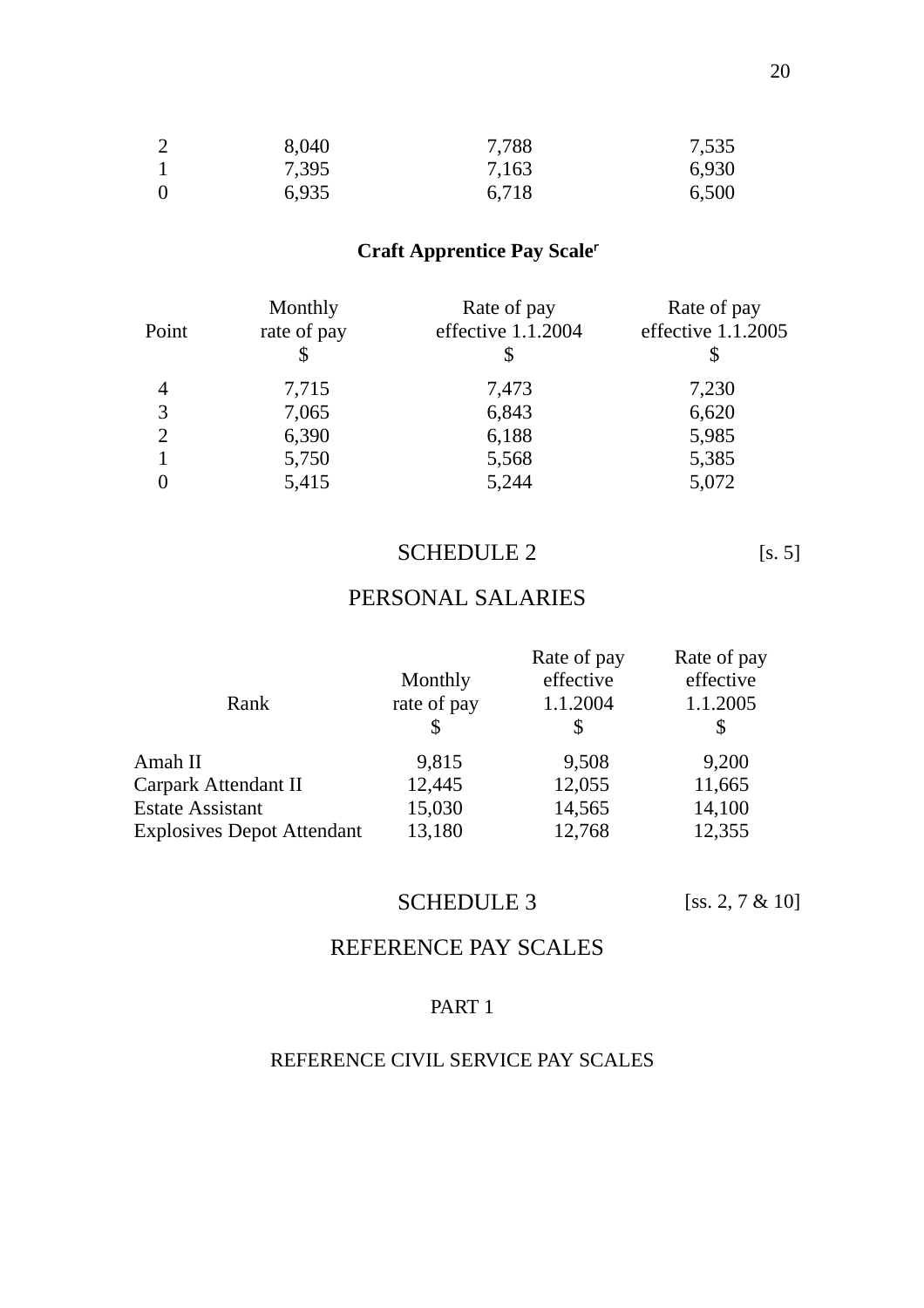| | | | |
|---|---|---|---|
| 2 | 8,040 | 7,788 | 7,535 |
| 1 | 7,395 | 7,163 | 6,930 |
| 0 | 6,935 | 6,718 | 6,500 |

**Craft Apprentice Pay Scale**[r]

| Point | Monthly rate of pay $ | Rate of pay effective 1.1.2004 $ | Rate of pay effective 1.1.2005 $ |
|---|---|---|---|
| 4 | 7,715 | 7,473 | 7,230 |
| 3 | 7,065 | 6,843 | 6,620 |
| 2 | 6,390 | 6,188 | 5,985 |
| 1 | 5,750 | 5,568 | 5,385 |
| 0 | 5,415 | 5,244 | 5,072 |

## SCHEDULE 2 [s. 5]

## PERSONAL SALARIES

| Rank | Monthly rate of pay $ | Rate of pay effective 1.1.2004 $ | Rate of pay effective 1.1.2005 $ |
|---|---|---|---|
| Amah II | 9,815 | 9,508 | 9,200 |
| Carpark Attendant II | 12,445 | 12,055 | 11,665 |
| Estate Assistant | 15,030 | 14,565 | 14,100 |
| Explosives Depot Attendant | 13,180 | 12,768 | 12,355 |

## SCHEDULE 3 [ss. 2, 7 & 10]

## REFERENCE PAY SCALES

### PART 1

### REFERENCE CIVIL SERVICE PAY SCALES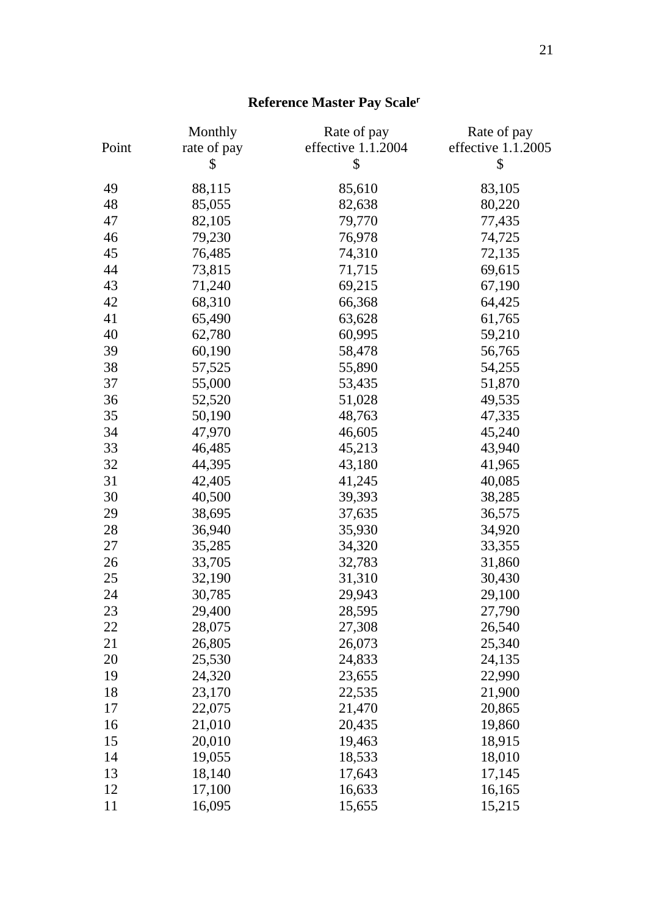**Reference Master Pay Scale[r]**

| Point | Monthly rate of pay $ | Rate of pay effective 1.1.2004 $ | Rate of pay effective 1.1.2005 $ |
|---|---|---|---|
| 49 | 88,115 | 85,610 | 83,105 |
| 48 | 85,055 | 82,638 | 80,220 |
| 47 | 82,105 | 79,770 | 77,435 |
| 46 | 79,230 | 76,978 | 74,725 |
| 45 | 76,485 | 74,310 | 72,135 |
| 44 | 73,815 | 71,715 | 69,615 |
| 43 | 71,240 | 69,215 | 67,190 |
| 42 | 68,310 | 66,368 | 64,425 |
| 41 | 65,490 | 63,628 | 61,765 |
| 40 | 62,780 | 60,995 | 59,210 |
| 39 | 60,190 | 58,478 | 56,765 |
| 38 | 57,525 | 55,890 | 54,255 |
| 37 | 55,000 | 53,435 | 51,870 |
| 36 | 52,520 | 51,028 | 49,535 |
| 35 | 50,190 | 48,763 | 47,335 |
| 34 | 47,970 | 46,605 | 45,240 |
| 33 | 46,485 | 45,213 | 43,940 |
| 32 | 44,395 | 43,180 | 41,965 |
| 31 | 42,405 | 41,245 | 40,085 |
| 30 | 40,500 | 39,393 | 38,285 |
| 29 | 38,695 | 37,635 | 36,575 |
| 28 | 36,940 | 35,930 | 34,920 |
| 27 | 35,285 | 34,320 | 33,355 |
| 26 | 33,705 | 32,783 | 31,860 |
| 25 | 32,190 | 31,310 | 30,430 |
| 24 | 30,785 | 29,943 | 29,100 |
| 23 | 29,400 | 28,595 | 27,790 |
| 22 | 28,075 | 27,308 | 26,540 |
| 21 | 26,805 | 26,073 | 25,340 |
| 20 | 25,530 | 24,833 | 24,135 |
| 19 | 24,320 | 23,655 | 22,990 |
| 18 | 23,170 | 22,535 | 21,900 |
| 17 | 22,075 | 21,470 | 20,865 |
| 16 | 21,010 | 20,435 | 19,860 |
| 15 | 20,010 | 19,463 | 18,915 |
| 14 | 19,055 | 18,533 | 18,010 |
| 13 | 18,140 | 17,643 | 17,145 |
| 12 | 17,100 | 16,633 | 16,165 |
| 11 | 16,095 | 15,655 | 15,215 |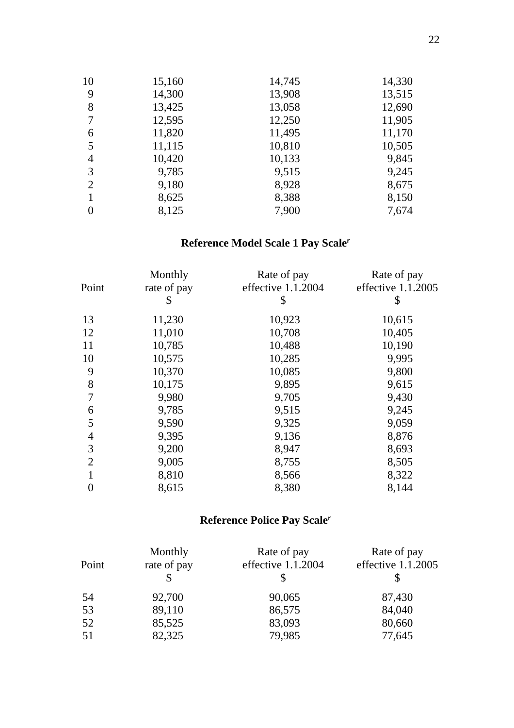| | | | |
|---|---|---|---|
| 10 | 15,160 | 14,745 | 14,330 |
| 9 | 14,300 | 13,908 | 13,515 |
| 8 | 13,425 | 13,058 | 12,690 |
| 7 | 12,595 | 12,250 | 11,905 |
| 6 | 11,820 | 11,495 | 11,170 |
| 5 | 11,115 | 10,810 | 10,505 |
| 4 | 10,420 | 10,133 | 9,845 |
| 3 | 9,785 | 9,515 | 9,245 |
| 2 | 9,180 | 8,928 | 8,675 |
| 1 | 8,625 | 8,388 | 8,150 |
| 0 | 8,125 | 7,900 | 7,674 |

**Reference Model Scale 1 Pay Scale**[r]

| Point | Monthly rate of pay $ | Rate of pay effective 1.1.2004 $ | Rate of pay effective 1.1.2005 $ |
|---|---|---|---|
| 13 | 11,230 | 10,923 | 10,615 |
| 12 | 11,010 | 10,708 | 10,405 |
| 11 | 10,785 | 10,488 | 10,190 |
| 10 | 10,575 | 10,285 | 9,995 |
| 9 | 10,370 | 10,085 | 9,800 |
| 8 | 10,175 | 9,895 | 9,615 |
| 7 | 9,980 | 9,705 | 9,430 |
| 6 | 9,785 | 9,515 | 9,245 |
| 5 | 9,590 | 9,325 | 9,059 |
| 4 | 9,395 | 9,136 | 8,876 |
| 3 | 9,200 | 8,947 | 8,693 |
| 2 | 9,005 | 8,755 | 8,505 |
| 1 | 8,810 | 8,566 | 8,322 |
| 0 | 8,615 | 8,380 | 8,144 |

**Reference Police Pay Scale**[r]

| Point | Monthly rate of pay $ | Rate of pay effective 1.1.2004 $ | Rate of pay effective 1.1.2005 $ |
|---|---|---|---|
| 54 | 92,700 | 90,065 | 87,430 |
| 53 | 89,110 | 86,575 | 84,040 |
| 52 | 85,525 | 83,093 | 80,660 |
| 51 | 82,325 | 79,985 | 77,645 |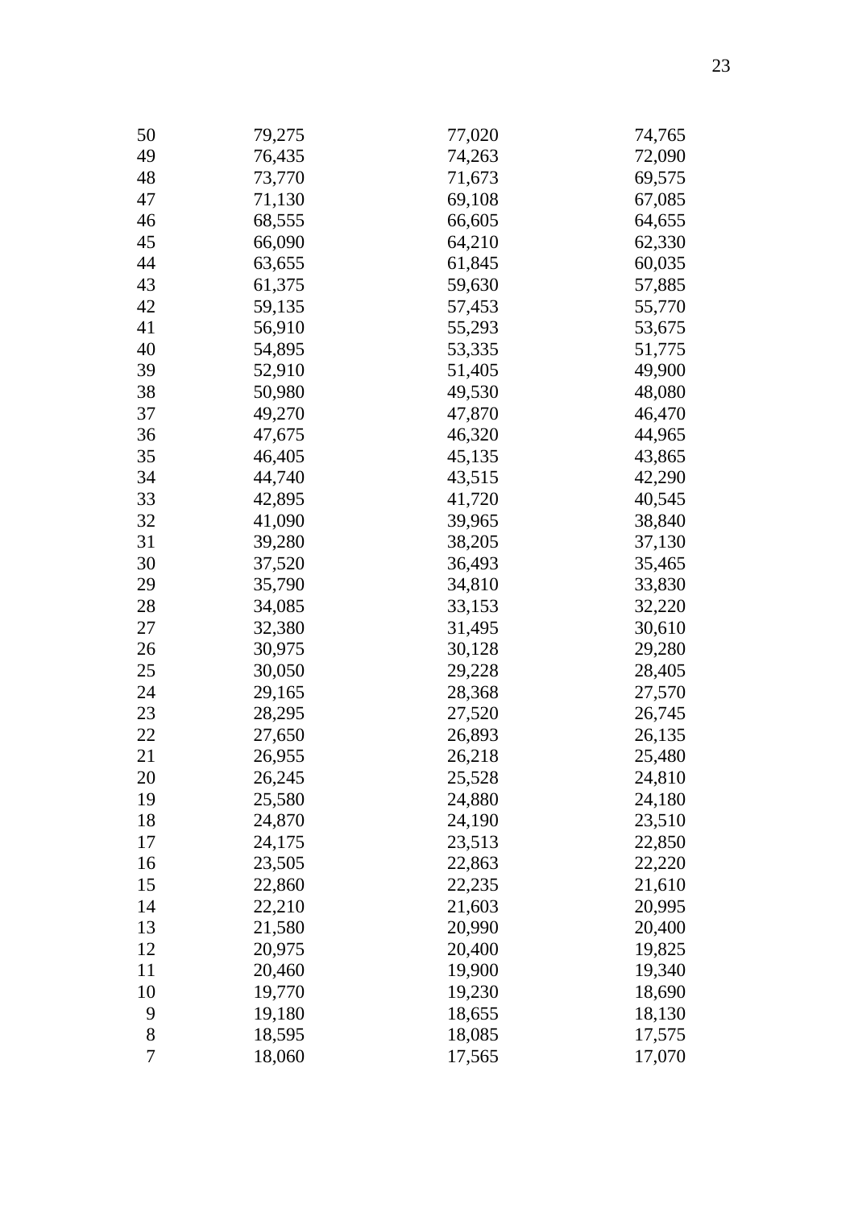| | | | |
|---|---|---|---|
| 50 | 79,275 | 77,020 | 74,765 |
| 49 | 76,435 | 74,263 | 72,090 |
| 48 | 73,770 | 71,673 | 69,575 |
| 47 | 71,130 | 69,108 | 67,085 |
| 46 | 68,555 | 66,605 | 64,655 |
| 45 | 66,090 | 64,210 | 62,330 |
| 44 | 63,655 | 61,845 | 60,035 |
| 43 | 61,375 | 59,630 | 57,885 |
| 42 | 59,135 | 57,453 | 55,770 |
| 41 | 56,910 | 55,293 | 53,675 |
| 40 | 54,895 | 53,335 | 51,775 |
| 39 | 52,910 | 51,405 | 49,900 |
| 38 | 50,980 | 49,530 | 48,080 |
| 37 | 49,270 | 47,870 | 46,470 |
| 36 | 47,675 | 46,320 | 44,965 |
| 35 | 46,405 | 45,135 | 43,865 |
| 34 | 44,740 | 43,515 | 42,290 |
| 33 | 42,895 | 41,720 | 40,545 |
| 32 | 41,090 | 39,965 | 38,840 |
| 31 | 39,280 | 38,205 | 37,130 |
| 30 | 37,520 | 36,493 | 35,465 |
| 29 | 35,790 | 34,810 | 33,830 |
| 28 | 34,085 | 33,153 | 32,220 |
| 27 | 32,380 | 31,495 | 30,610 |
| 26 | 30,975 | 30,128 | 29,280 |
| 25 | 30,050 | 29,228 | 28,405 |
| 24 | 29,165 | 28,368 | 27,570 |
| 23 | 28,295 | 27,520 | 26,745 |
| 22 | 27,650 | 26,893 | 26,135 |
| 21 | 26,955 | 26,218 | 25,480 |
| 20 | 26,245 | 25,528 | 24,810 |
| 19 | 25,580 | 24,880 | 24,180 |
| 18 | 24,870 | 24,190 | 23,510 |
| 17 | 24,175 | 23,513 | 22,850 |
| 16 | 23,505 | 22,863 | 22,220 |
| 15 | 22,860 | 22,235 | 21,610 |
| 14 | 22,210 | 21,603 | 20,995 |
| 13 | 21,580 | 20,990 | 20,400 |
| 12 | 20,975 | 20,400 | 19,825 |
| 11 | 20,460 | 19,900 | 19,340 |
| 10 | 19,770 | 19,230 | 18,690 |
| 9 | 19,180 | 18,655 | 18,130 |
| 8 | 18,595 | 18,085 | 17,575 |
| 7 | 18,060 | 17,565 | 17,070 |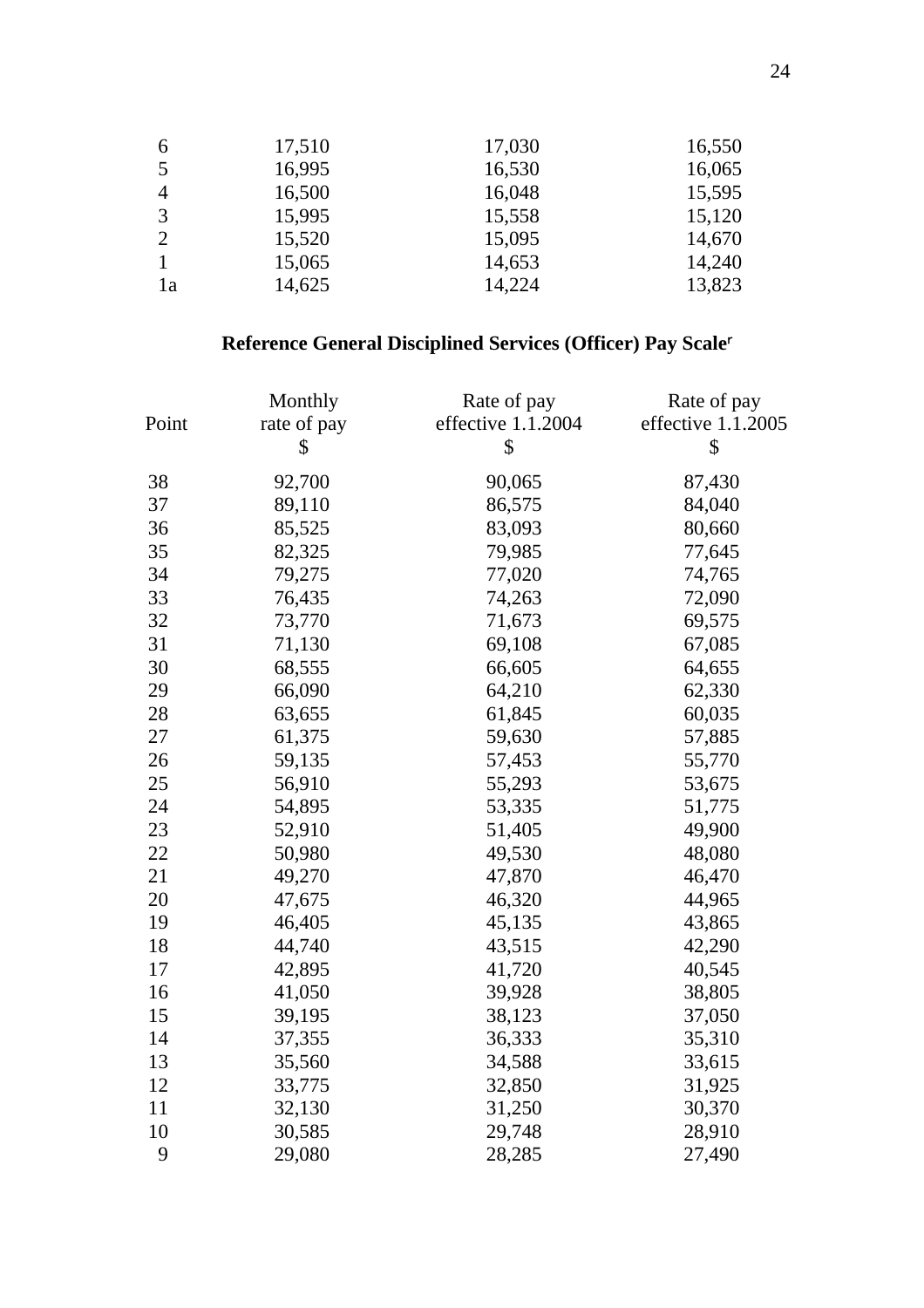| | | | |
|---|---|---|---|
| 6 | 17,510 | 17,030 | 16,550 |
| 5 | 16,995 | 16,530 | 16,065 |
| 4 | 16,500 | 16,048 | 15,595 |
| 3 | 15,995 | 15,558 | 15,120 |
| 2 | 15,520 | 15,095 | 14,670 |
| 1 | 15,065 | 14,653 | 14,240 |
| 1a | 14,625 | 14,224 | 13,823 |

**Reference General Disciplined Services (Officer) Pay Scale[r]**

| Point | Monthly rate of pay $ | Rate of pay effective 1.1.2004 $ | Rate of pay effective 1.1.2005 $ |
|---|---|---|---|
| 38 | 92,700 | 90,065 | 87,430 |
| 37 | 89,110 | 86,575 | 84,040 |
| 36 | 85,525 | 83,093 | 80,660 |
| 35 | 82,325 | 79,985 | 77,645 |
| 34 | 79,275 | 77,020 | 74,765 |
| 33 | 76,435 | 74,263 | 72,090 |
| 32 | 73,770 | 71,673 | 69,575 |
| 31 | 71,130 | 69,108 | 67,085 |
| 30 | 68,555 | 66,605 | 64,655 |
| 29 | 66,090 | 64,210 | 62,330 |
| 28 | 63,655 | 61,845 | 60,035 |
| 27 | 61,375 | 59,630 | 57,885 |
| 26 | 59,135 | 57,453 | 55,770 |
| 25 | 56,910 | 55,293 | 53,675 |
| 24 | 54,895 | 53,335 | 51,775 |
| 23 | 52,910 | 51,405 | 49,900 |
| 22 | 50,980 | 49,530 | 48,080 |
| 21 | 49,270 | 47,870 | 46,470 |
| 20 | 47,675 | 46,320 | 44,965 |
| 19 | 46,405 | 45,135 | 43,865 |
| 18 | 44,740 | 43,515 | 42,290 |
| 17 | 42,895 | 41,720 | 40,545 |
| 16 | 41,050 | 39,928 | 38,805 |
| 15 | 39,195 | 38,123 | 37,050 |
| 14 | 37,355 | 36,333 | 35,310 |
| 13 | 35,560 | 34,588 | 33,615 |
| 12 | 33,775 | 32,850 | 31,925 |
| 11 | 32,130 | 31,250 | 30,370 |
| 10 | 30,585 | 29,748 | 28,910 |
| 9 | 29,080 | 28,285 | 27,490 |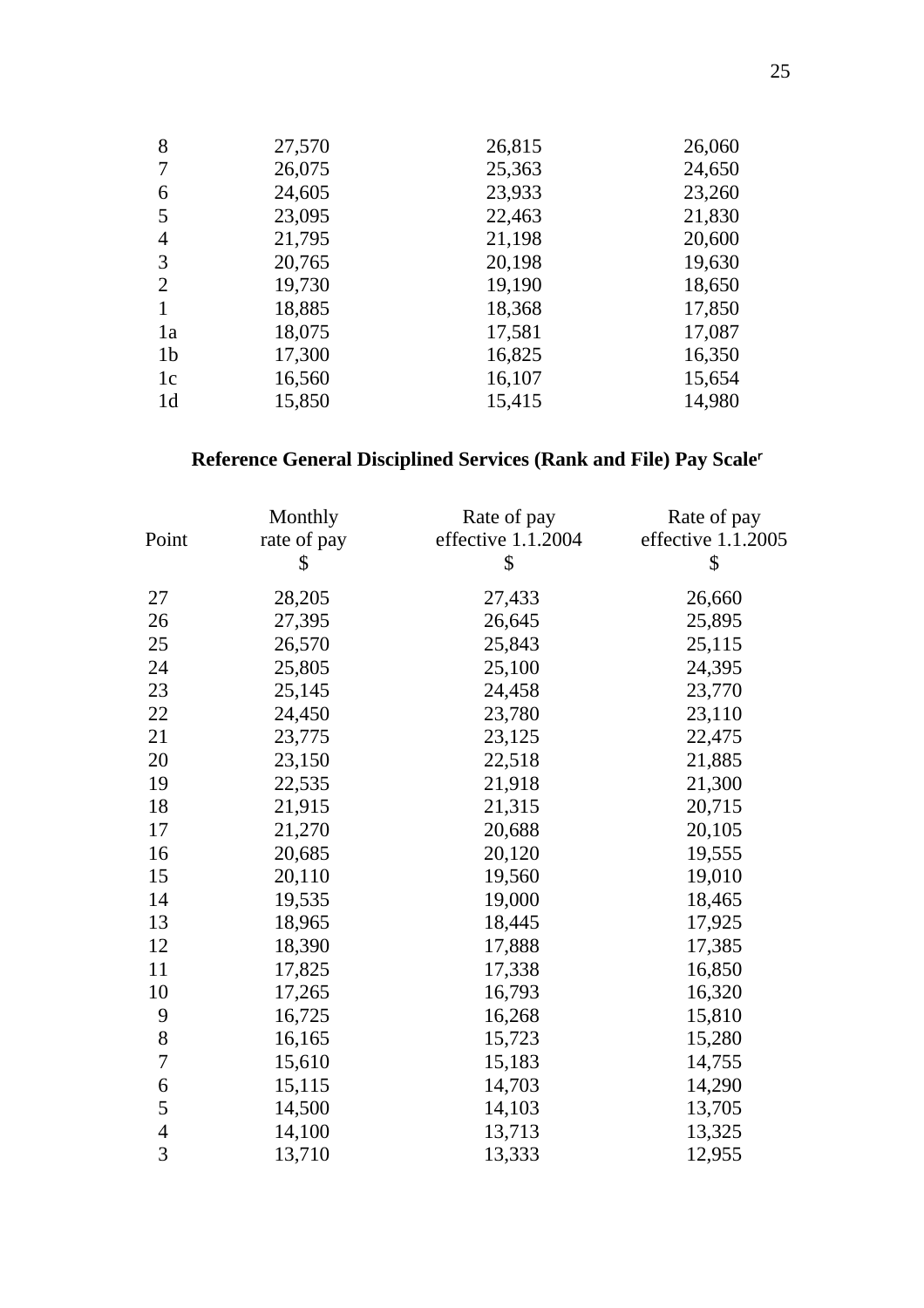| | | | |
|---|---|---|---|
| 8 | 27,570 | 26,815 | 26,060 |
| 7 | 26,075 | 25,363 | 24,650 |
| 6 | 24,605 | 23,933 | 23,260 |
| 5 | 23,095 | 22,463 | 21,830 |
| 4 | 21,795 | 21,198 | 20,600 |
| 3 | 20,765 | 20,198 | 19,630 |
| 2 | 19,730 | 19,190 | 18,650 |
| 1 | 18,885 | 18,368 | 17,850 |
| 1a | 18,075 | 17,581 | 17,087 |
| 1b | 17,300 | 16,825 | 16,350 |
| 1c | 16,560 | 16,107 | 15,654 |
| 1d | 15,850 | 15,415 | 14,980 |

**Reference General Disciplined Services (Rank and File) Pay Scale**[r]

| Point | Monthly rate of pay $ | Rate of pay effective 1.1.2004 $ | Rate of pay effective 1.1.2005 $ |
|---|---|---|---|
| 27 | 28,205 | 27,433 | 26,660 |
| 26 | 27,395 | 26,645 | 25,895 |
| 25 | 26,570 | 25,843 | 25,115 |
| 24 | 25,805 | 25,100 | 24,395 |
| 23 | 25,145 | 24,458 | 23,770 |
| 22 | 24,450 | 23,780 | 23,110 |
| 21 | 23,775 | 23,125 | 22,475 |
| 20 | 23,150 | 22,518 | 21,885 |
| 19 | 22,535 | 21,918 | 21,300 |
| 18 | 21,915 | 21,315 | 20,715 |
| 17 | 21,270 | 20,688 | 20,105 |
| 16 | 20,685 | 20,120 | 19,555 |
| 15 | 20,110 | 19,560 | 19,010 |
| 14 | 19,535 | 19,000 | 18,465 |
| 13 | 18,965 | 18,445 | 17,925 |
| 12 | 18,390 | 17,888 | 17,385 |
| 11 | 17,825 | 17,338 | 16,850 |
| 10 | 17,265 | 16,793 | 16,320 |
| 9 | 16,725 | 16,268 | 15,810 |
| 8 | 16,165 | 15,723 | 15,280 |
| 7 | 15,610 | 15,183 | 14,755 |
| 6 | 15,115 | 14,703 | 14,290 |
| 5 | 14,500 | 14,103 | 13,705 |
| 4 | 14,100 | 13,713 | 13,325 |
| 3 | 13,710 | 13,333 | 12,955 |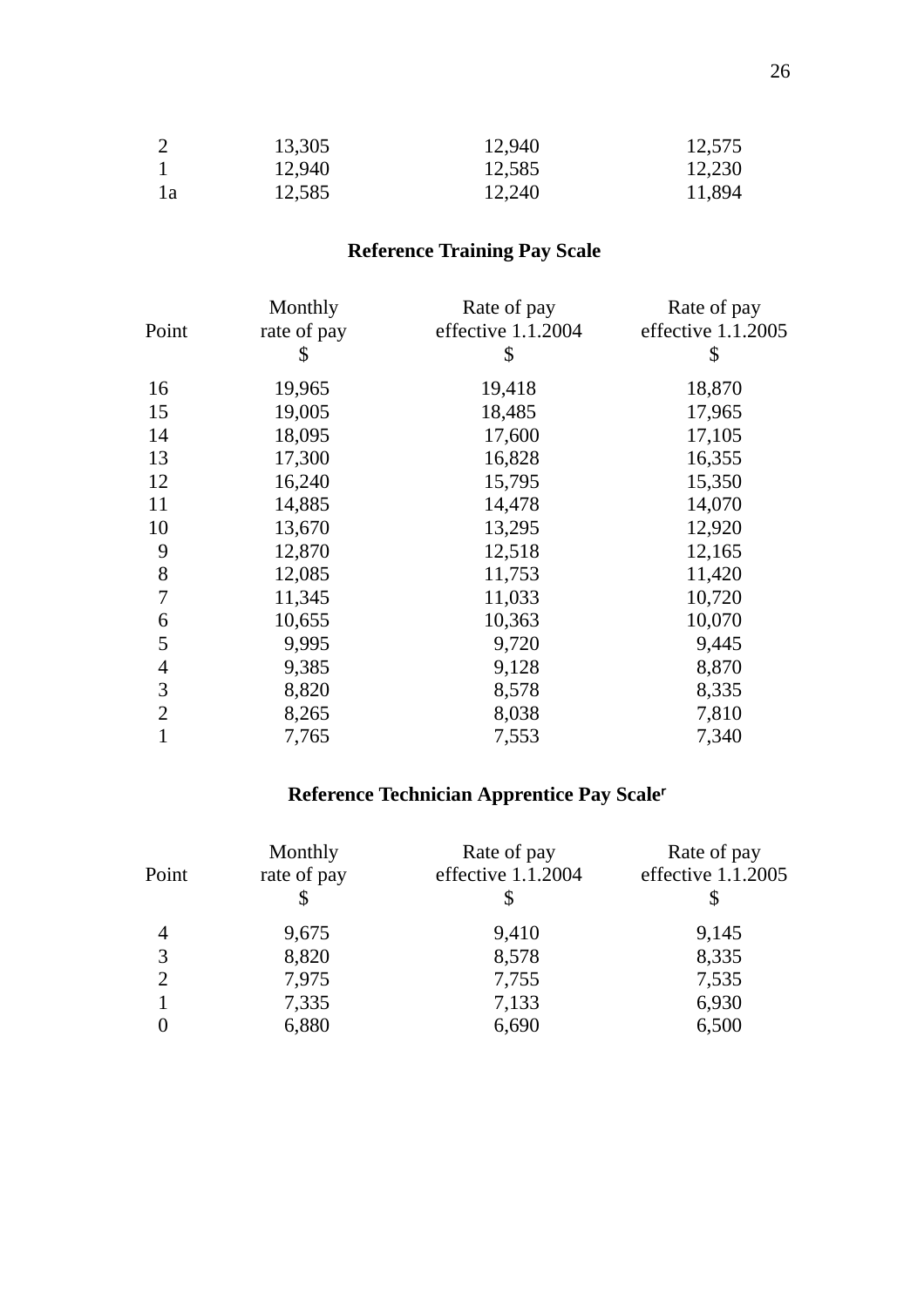| | | | |
|---|---|---|---|
| 2 | 13,305 | 12,940 | 12,575 |
| 1 | 12,940 | 12,585 | 12,230 |
| 1a | 12,585 | 12,240 | 11,894 |

**Reference Training Pay Scale**

| Point | Monthly rate of pay $ | Rate of pay effective 1.1.2004 $ | Rate of pay effective 1.1.2005 $ |
|---|---|---|---|
| 16 | 19,965 | 19,418 | 18,870 |
| 15 | 19,005 | 18,485 | 17,965 |
| 14 | 18,095 | 17,600 | 17,105 |
| 13 | 17,300 | 16,828 | 16,355 |
| 12 | 16,240 | 15,795 | 15,350 |
| 11 | 14,885 | 14,478 | 14,070 |
| 10 | 13,670 | 13,295 | 12,920 |
| 9 | 12,870 | 12,518 | 12,165 |
| 8 | 12,085 | 11,753 | 11,420 |
| 7 | 11,345 | 11,033 | 10,720 |
| 6 | 10,655 | 10,363 | 10,070 |
| 5 | 9,995 | 9,720 | 9,445 |
| 4 | 9,385 | 9,128 | 8,870 |
| 3 | 8,820 | 8,578 | 8,335 |
| 2 | 8,265 | 8,038 | 7,810 |
| 1 | 7,765 | 7,553 | 7,340 |

**Reference Technician Apprentice Pay Scale**[r]

| Point | Monthly rate of pay $ | Rate of pay effective 1.1.2004 $ | Rate of pay effective 1.1.2005 $ |
|---|---|---|---|
| 4 | 9,675 | 9,410 | 9,145 |
| 3 | 8,820 | 8,578 | 8,335 |
| 2 | 7,975 | 7,755 | 7,535 |
| 1 | 7,335 | 7,133 | 6,930 |
| 0 | 6,880 | 6,690 | 6,500 |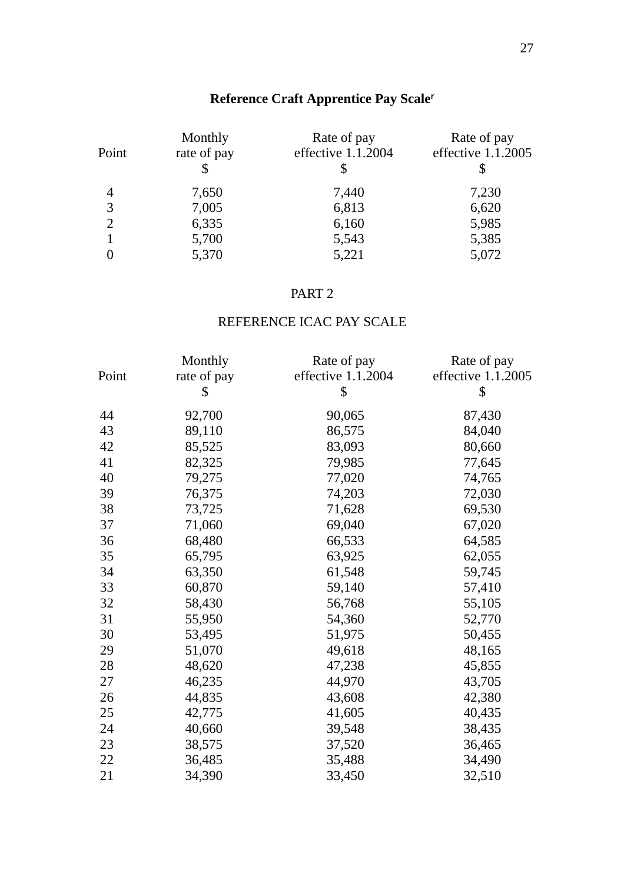## Reference Craft Apprentice Pay Scale[r]

| Point | Monthly rate of pay $ | Rate of pay effective 1.1.2004 $ | Rate of pay effective 1.1.2005 $ |
|---|---|---|---|
| 4 | 7,650 | 7,440 | 7,230 |
| 3 | 7,005 | 6,813 | 6,620 |
| 2 | 6,335 | 6,160 | 5,985 |
| 1 | 5,700 | 5,543 | 5,385 |
| 0 | 5,370 | 5,221 | 5,072 |

PART 2

REFERENCE ICAC PAY SCALE

| Point | Monthly rate of pay $ | Rate of pay effective 1.1.2004 $ | Rate of pay effective 1.1.2005 $ |
|---|---|---|---|
| 44 | 92,700 | 90,065 | 87,430 |
| 43 | 89,110 | 86,575 | 84,040 |
| 42 | 85,525 | 83,093 | 80,660 |
| 41 | 82,325 | 79,985 | 77,645 |
| 40 | 79,275 | 77,020 | 74,765 |
| 39 | 76,375 | 74,203 | 72,030 |
| 38 | 73,725 | 71,628 | 69,530 |
| 37 | 71,060 | 69,040 | 67,020 |
| 36 | 68,480 | 66,533 | 64,585 |
| 35 | 65,795 | 63,925 | 62,055 |
| 34 | 63,350 | 61,548 | 59,745 |
| 33 | 60,870 | 59,140 | 57,410 |
| 32 | 58,430 | 56,768 | 55,105 |
| 31 | 55,950 | 54,360 | 52,770 |
| 30 | 53,495 | 51,975 | 50,455 |
| 29 | 51,070 | 49,618 | 48,165 |
| 28 | 48,620 | 47,238 | 45,855 |
| 27 | 46,235 | 44,970 | 43,705 |
| 26 | 44,835 | 43,608 | 42,380 |
| 25 | 42,775 | 41,605 | 40,435 |
| 24 | 40,660 | 39,548 | 38,435 |
| 23 | 38,575 | 37,520 | 36,465 |
| 22 | 36,485 | 35,488 | 34,490 |
| 21 | 34,390 | 33,450 | 32,510 |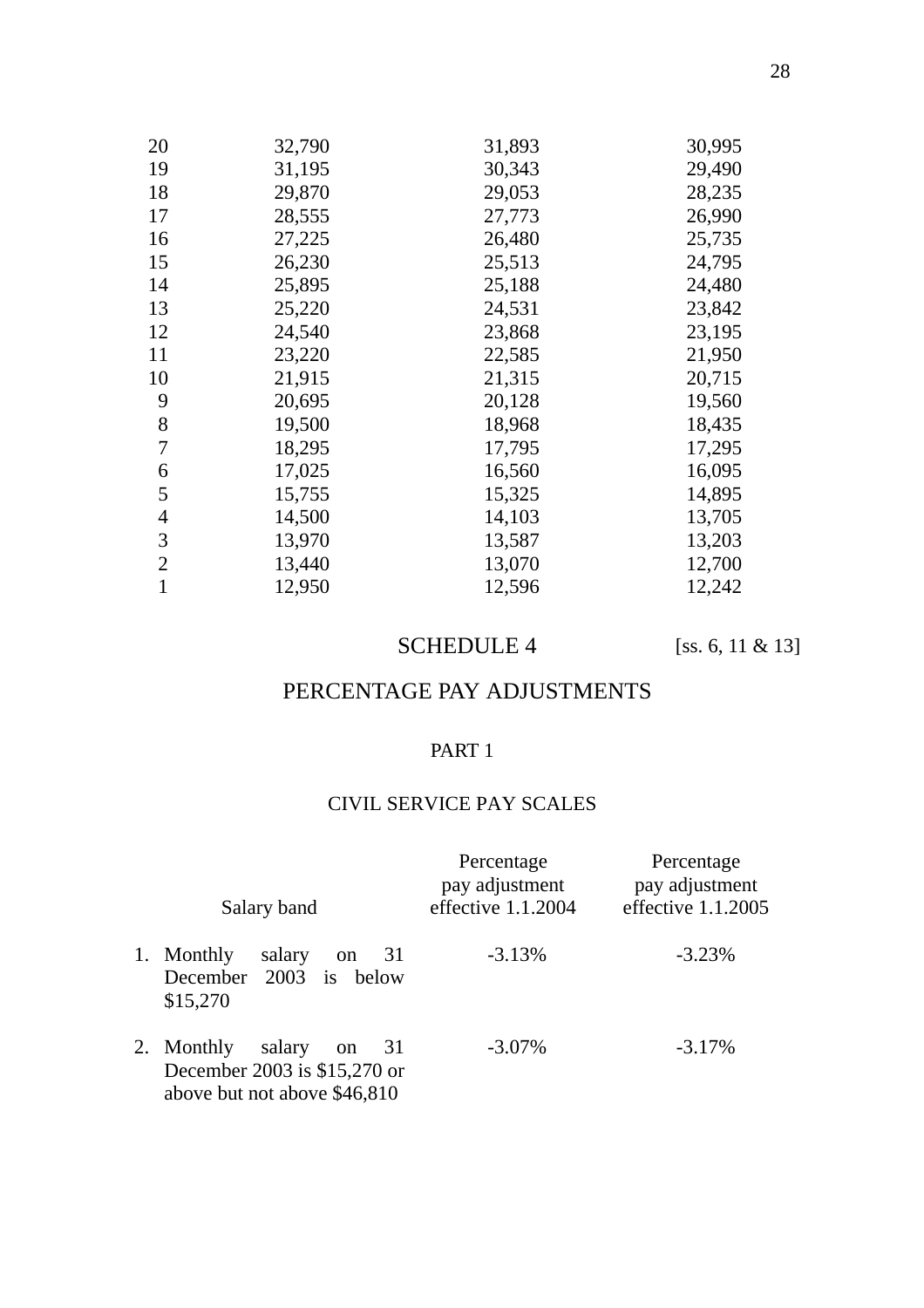| | | | |
|---|---|---|---|
| 20 | 32,790 | 31,893 | 30,995 |
| 19 | 31,195 | 30,343 | 29,490 |
| 18 | 29,870 | 29,053 | 28,235 |
| 17 | 28,555 | 27,773 | 26,990 |
| 16 | 27,225 | 26,480 | 25,735 |
| 15 | 26,230 | 25,513 | 24,795 |
| 14 | 25,895 | 25,188 | 24,480 |
| 13 | 25,220 | 24,531 | 23,842 |
| 12 | 24,540 | 23,868 | 23,195 |
| 11 | 23,220 | 22,585 | 21,950 |
| 10 | 21,915 | 21,315 | 20,715 |
| 9 | 20,695 | 20,128 | 19,560 |
| 8 | 19,500 | 18,968 | 18,435 |
| 7 | 18,295 | 17,795 | 17,295 |
| 6 | 17,025 | 16,560 | 16,095 |
| 5 | 15,755 | 15,325 | 14,895 |
| 4 | 14,500 | 14,103 | 13,705 |
| 3 | 13,970 | 13,587 | 13,203 |
| 2 | 13,440 | 13,070 | 12,700 |
| 1 | 12,950 | 12,596 | 12,242 |

## SCHEDULE 4 [ss. 6, 11 & 13]

## PERCENTAGE PAY ADJUSTMENTS

### PART 1

### CIVIL SERVICE PAY SCALES

| Salary band | Percentage pay adjustment effective 1.1.2004 | Percentage pay adjustment effective 1.1.2005 |
|---|---|---|
| 1. Monthly salary on 31 December 2003 is below $15,270 | -3.13% | -3.23% |
| 2. Monthly salary on 31 December 2003 is $15,270 or above but not above $46,810 | -3.07% | -3.17% |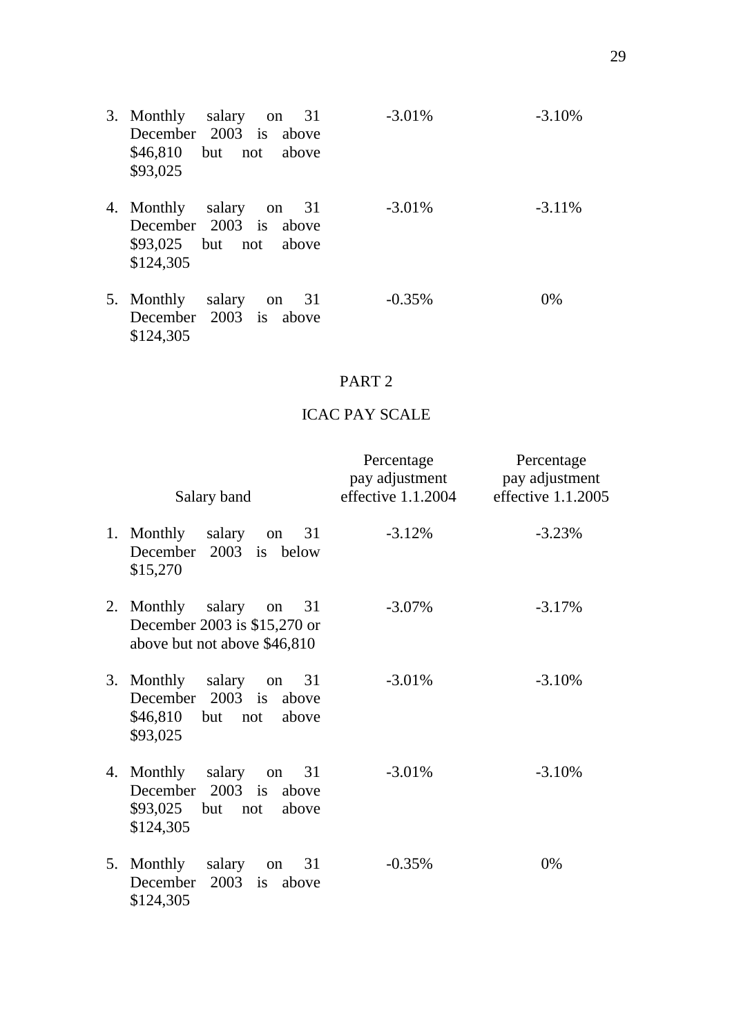| Salary band | Percentage pay adjustment effective 1.1.2004 | Percentage pay adjustment effective 1.1.2005 |
|---|---|---|
| 3. Monthly salary on 31 December 2003 is above \$46,810 but not above \$93,025 | -3.01% | -3.10% |
| 4. Monthly salary on 31 December 2003 is above \$93,025 but not above \$124,305 | -3.01% | -3.11% |
| 5. Monthly salary on 31 December 2003 is above \$124,305 | -0.35% | 0% |

## PART 2

## ICAC PAY SCALE

| Salary band | Percentage pay adjustment effective 1.1.2004 | Percentage pay adjustment effective 1.1.2005 |
|---|---|---|
| 1. Monthly salary on 31 December 2003 is below \$15,270 | -3.12% | -3.23% |
| 2. Monthly salary on 31 December 2003 is \$15,270 or above but not above \$46,810 | -3.07% | -3.17% |
| 3. Monthly salary on 31 December 2003 is above \$46,810 but not above \$93,025 | -3.01% | -3.10% |
| 4. Monthly salary on 31 December 2003 is above \$93,025 but not above \$124,305 | -3.01% | -3.10% |
| 5. Monthly salary on 31 December 2003 is above \$124,305 | -0.35% | 0% |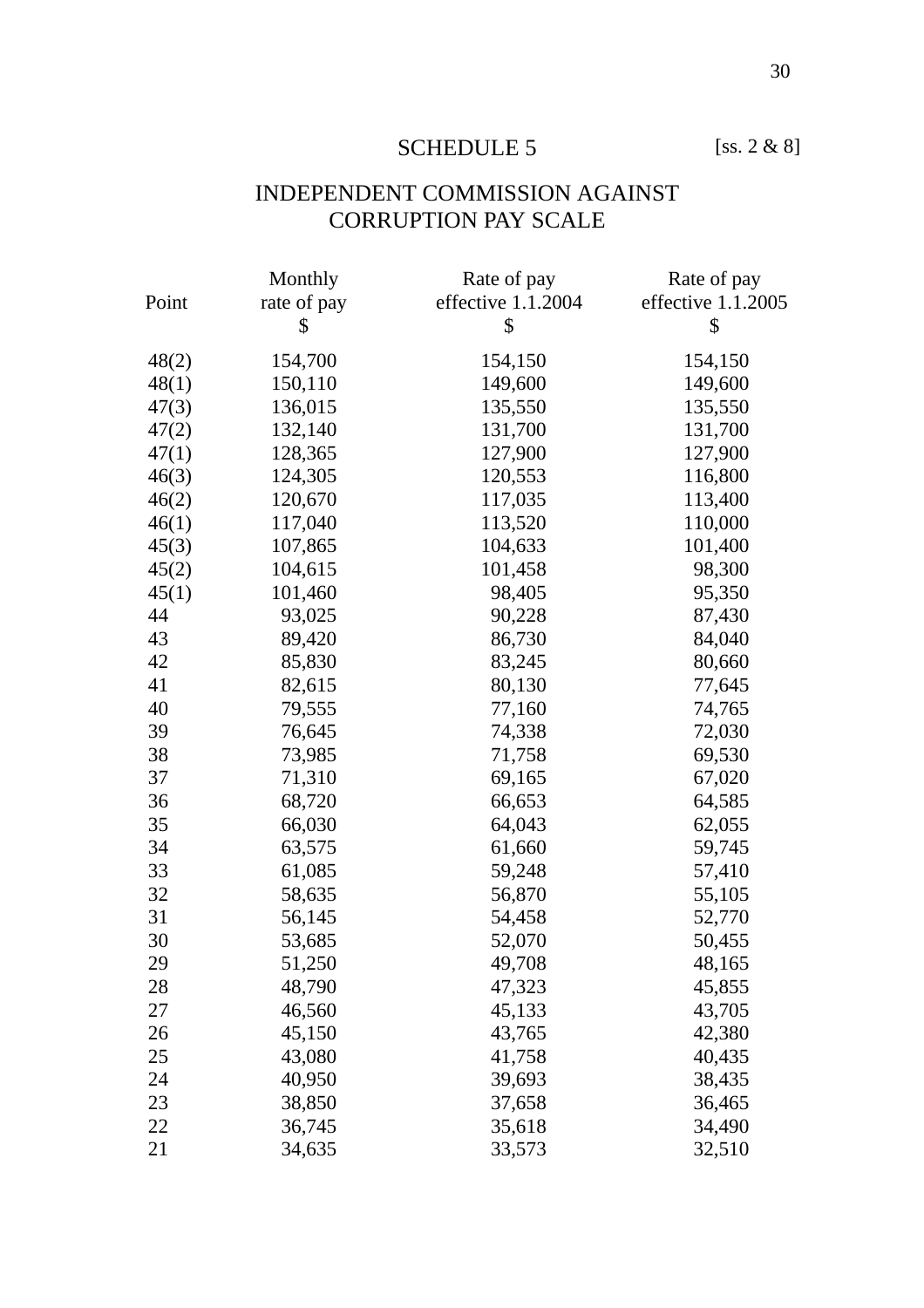# SCHEDULE 5

[ss. 2 & 8]

## INDEPENDENT COMMISSION AGAINST CORRUPTION PAY SCALE

| Point | Monthly rate of pay $ | Rate of pay effective 1.1.2004 $ | Rate of pay effective 1.1.2005 $ |
|---|---|---|---|
| 48(2) | 154,700 | 154,150 | 154,150 |
| 48(1) | 150,110 | 149,600 | 149,600 |
| 47(3) | 136,015 | 135,550 | 135,550 |
| 47(2) | 132,140 | 131,700 | 131,700 |
| 47(1) | 128,365 | 127,900 | 127,900 |
| 46(3) | 124,305 | 120,553 | 116,800 |
| 46(2) | 120,670 | 117,035 | 113,400 |
| 46(1) | 117,040 | 113,520 | 110,000 |
| 45(3) | 107,865 | 104,633 | 101,400 |
| 45(2) | 104,615 | 101,458 | 98,300 |
| 45(1) | 101,460 | 98,405 | 95,350 |
| 44 | 93,025 | 90,228 | 87,430 |
| 43 | 89,420 | 86,730 | 84,040 |
| 42 | 85,830 | 83,245 | 80,660 |
| 41 | 82,615 | 80,130 | 77,645 |
| 40 | 79,555 | 77,160 | 74,765 |
| 39 | 76,645 | 74,338 | 72,030 |
| 38 | 73,985 | 71,758 | 69,530 |
| 37 | 71,310 | 69,165 | 67,020 |
| 36 | 68,720 | 66,653 | 64,585 |
| 35 | 66,030 | 64,043 | 62,055 |
| 34 | 63,575 | 61,660 | 59,745 |
| 33 | 61,085 | 59,248 | 57,410 |
| 32 | 58,635 | 56,870 | 55,105 |
| 31 | 56,145 | 54,458 | 52,770 |
| 30 | 53,685 | 52,070 | 50,455 |
| 29 | 51,250 | 49,708 | 48,165 |
| 28 | 48,790 | 47,323 | 45,855 |
| 27 | 46,560 | 45,133 | 43,705 |
| 26 | 45,150 | 43,765 | 42,380 |
| 25 | 43,080 | 41,758 | 40,435 |
| 24 | 40,950 | 39,693 | 38,435 |
| 23 | 38,850 | 37,658 | 36,465 |
| 22 | 36,745 | 35,618 | 34,490 |
| 21 | 34,635 | 33,573 | 32,510 |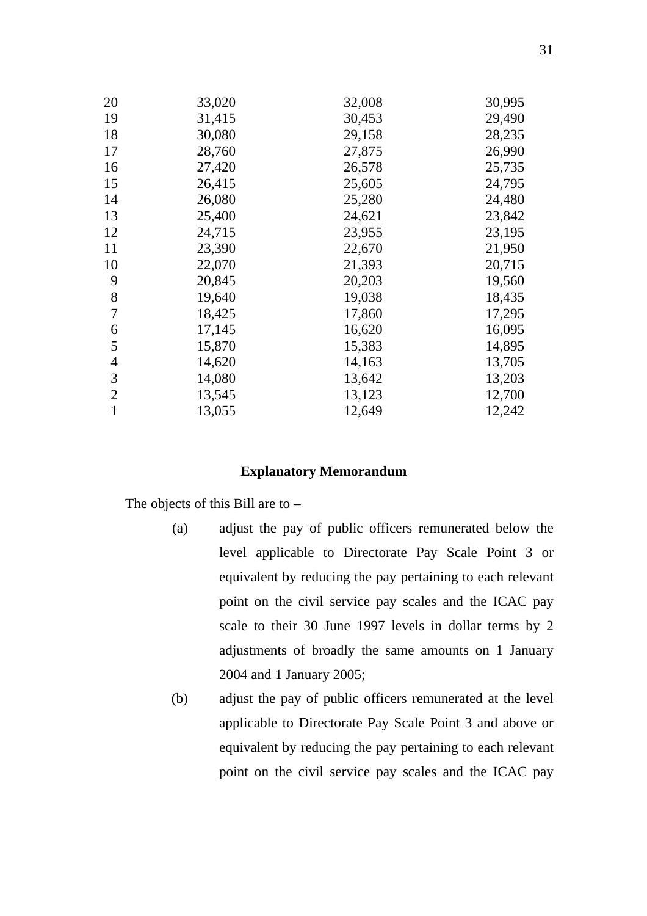| | | | |
|---|---|---|---|
| 20 | 33,020 | 32,008 | 30,995 |
| 19 | 31,415 | 30,453 | 29,490 |
| 18 | 30,080 | 29,158 | 28,235 |
| 17 | 28,760 | 27,875 | 26,990 |
| 16 | 27,420 | 26,578 | 25,735 |
| 15 | 26,415 | 25,605 | 24,795 |
| 14 | 26,080 | 25,280 | 24,480 |
| 13 | 25,400 | 24,621 | 23,842 |
| 12 | 24,715 | 23,955 | 23,195 |
| 11 | 23,390 | 22,670 | 21,950 |
| 10 | 22,070 | 21,393 | 20,715 |
| 9 | 20,845 | 20,203 | 19,560 |
| 8 | 19,640 | 19,038 | 18,435 |
| 7 | 18,425 | 17,860 | 17,295 |
| 6 | 17,145 | 16,620 | 16,095 |
| 5 | 15,870 | 15,383 | 14,895 |
| 4 | 14,620 | 14,163 | 13,705 |
| 3 | 14,080 | 13,642 | 13,203 |
| 2 | 13,545 | 13,123 | 12,700 |
| 1 | 13,055 | 12,649 | 12,242 |

**Explanatory Memorandum**

The objects of this Bill are to –

(a) adjust the pay of public officers remunerated below the level applicable to Directorate Pay Scale Point 3 or equivalent by reducing the pay pertaining to each relevant point on the civil service pay scales and the ICAC pay scale to their 30 June 1997 levels in dollar terms by 2 adjustments of broadly the same amounts on 1 January 2004 and 1 January 2005;

(b) adjust the pay of public officers remunerated at the level applicable to Directorate Pay Scale Point 3 and above or equivalent by reducing the pay pertaining to each relevant point on the civil service pay scales and the ICAC pay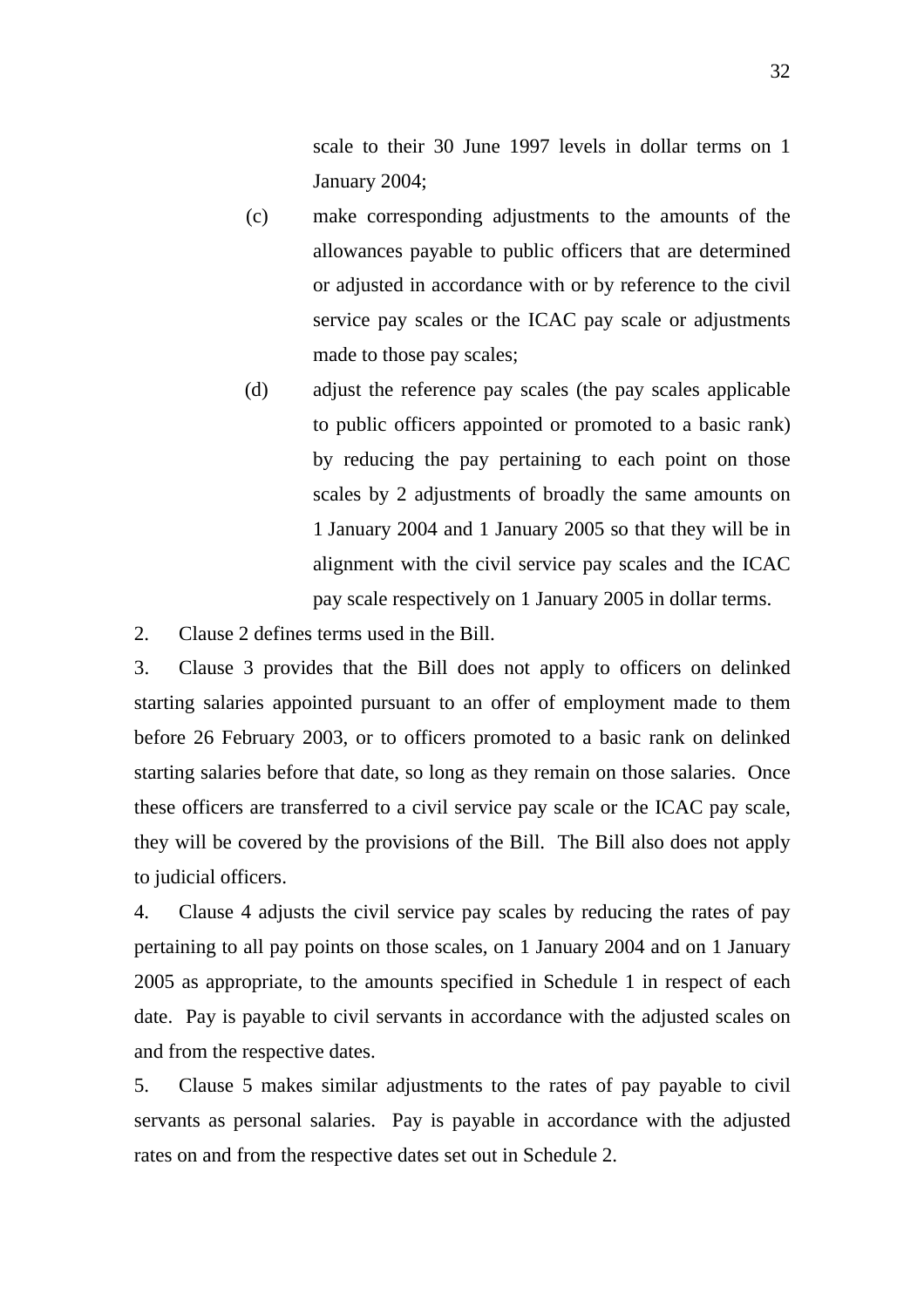scale to their 30 June 1997 levels in dollar terms on 1 January 2004;

(c) make corresponding adjustments to the amounts of the allowances payable to public officers that are determined or adjusted in accordance with or by reference to the civil service pay scales or the ICAC pay scale or adjustments made to those pay scales;

(d) adjust the reference pay scales (the pay scales applicable to public officers appointed or promoted to a basic rank) by reducing the pay pertaining to each point on those scales by 2 adjustments of broadly the same amounts on 1 January 2004 and 1 January 2005 so that they will be in alignment with the civil service pay scales and the ICAC pay scale respectively on 1 January 2005 in dollar terms.

2. Clause 2 defines terms used in the Bill.

3. Clause 3 provides that the Bill does not apply to officers on delinked starting salaries appointed pursuant to an offer of employment made to them before 26 February 2003, or to officers promoted to a basic rank on delinked starting salaries before that date, so long as they remain on those salaries. Once these officers are transferred to a civil service pay scale or the ICAC pay scale, they will be covered by the provisions of the Bill. The Bill also does not apply to judicial officers.

4. Clause 4 adjusts the civil service pay scales by reducing the rates of pay pertaining to all pay points on those scales, on 1 January 2004 and on 1 January 2005 as appropriate, to the amounts specified in Schedule 1 in respect of each date. Pay is payable to civil servants in accordance with the adjusted scales on and from the respective dates.

5. Clause 5 makes similar adjustments to the rates of pay payable to civil servants as personal salaries. Pay is payable in accordance with the adjusted rates on and from the respective dates set out in Schedule 2.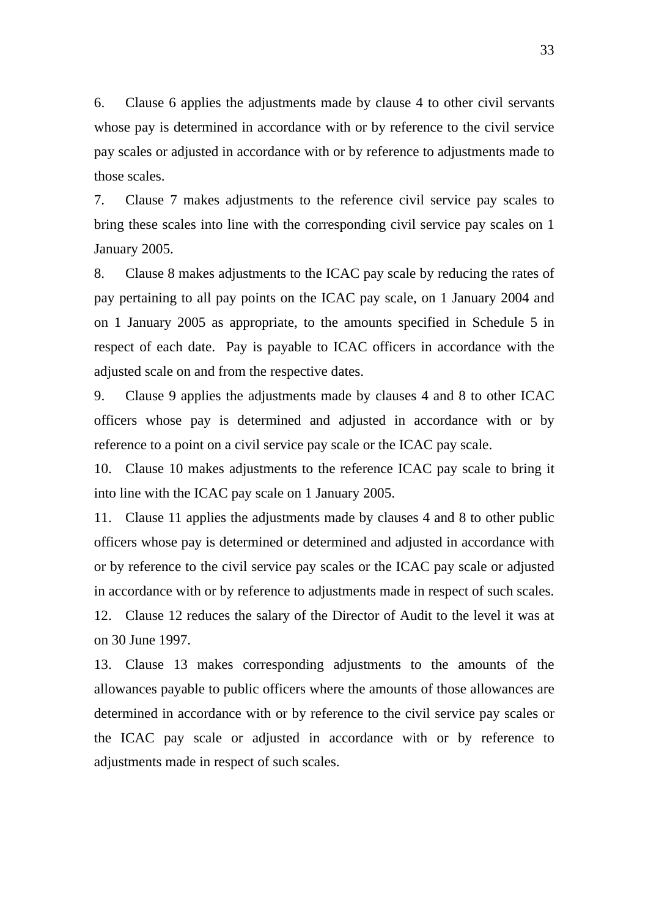6. Clause 6 applies the adjustments made by clause 4 to other civil servants whose pay is determined in accordance with or by reference to the civil service pay scales or adjusted in accordance with or by reference to adjustments made to those scales.

7. Clause 7 makes adjustments to the reference civil service pay scales to bring these scales into line with the corresponding civil service pay scales on 1 January 2005.

8. Clause 8 makes adjustments to the ICAC pay scale by reducing the rates of pay pertaining to all pay points on the ICAC pay scale, on 1 January 2004 and on 1 January 2005 as appropriate, to the amounts specified in Schedule 5 in respect of each date. Pay is payable to ICAC officers in accordance with the adjusted scale on and from the respective dates.

9. Clause 9 applies the adjustments made by clauses 4 and 8 to other ICAC officers whose pay is determined and adjusted in accordance with or by reference to a point on a civil service pay scale or the ICAC pay scale.

10. Clause 10 makes adjustments to the reference ICAC pay scale to bring it into line with the ICAC pay scale on 1 January 2005.

11. Clause 11 applies the adjustments made by clauses 4 and 8 to other public officers whose pay is determined or determined and adjusted in accordance with or by reference to the civil service pay scales or the ICAC pay scale or adjusted in accordance with or by reference to adjustments made in respect of such scales.

12. Clause 12 reduces the salary of the Director of Audit to the level it was at on 30 June 1997.

13. Clause 13 makes corresponding adjustments to the amounts of the allowances payable to public officers where the amounts of those allowances are determined in accordance with or by reference to the civil service pay scales or the ICAC pay scale or adjusted in accordance with or by reference to adjustments made in respect of such scales.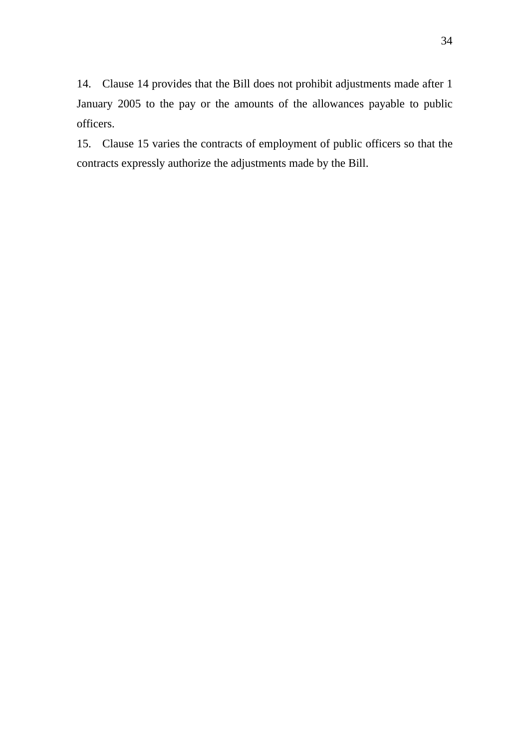14. Clause 14 provides that the Bill does not prohibit adjustments made after 1 January 2005 to the pay or the amounts of the allowances payable to public officers.

15. Clause 15 varies the contracts of employment of public officers so that the contracts expressly authorize the adjustments made by the Bill.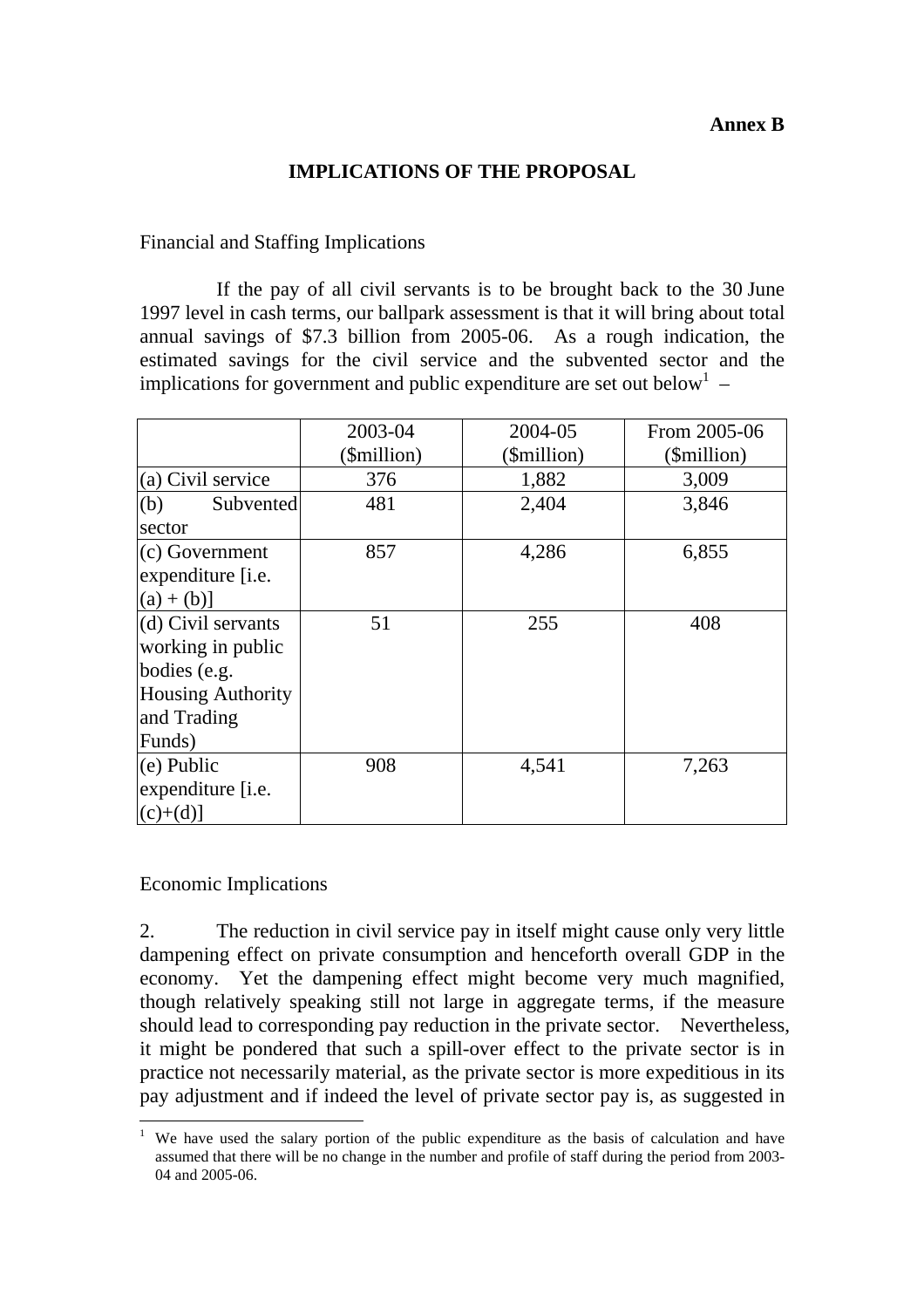**Annex B**

## IMPLICATIONS OF THE PROPOSAL

Financial and Staffing Implications

If the pay of all civil servants is to be brought back to the 30 June 1997 level in cash terms, our ballpark assessment is that it will bring about total annual savings of $7.3 billion from 2005-06. As a rough indication, the estimated savings for the civil service and the subvented sector and the implications for government and public expenditure are set out below[1] –

| | 2003-04 ($million) | 2004-05 ($million) | From 2005-06 ($million) |
|---|---|---|---|
| (a) Civil service | 376 | 1,882 | 3,009 |
| (b) Subvented sector | 481 | 2,404 | 3,846 |
| (c) Government expenditure [i.e. (a) + (b)] | 857 | 4,286 | 6,855 |
| (d) Civil servants working in public bodies (e.g. Housing Authority and Trading Funds) | 51 | 255 | 408 |
| (e) Public expenditure [i.e. (c)+(d)] | 908 | 4,541 | 7,263 |

Economic Implications

2. The reduction in civil service pay in itself might cause only very little dampening effect on private consumption and henceforth overall GDP in the economy. Yet the dampening effect might become very much magnified, though relatively speaking still not large in aggregate terms, if the measure should lead to corresponding pay reduction in the private sector. Nevertheless, it might be pondered that such a spill-over effect to the private sector is in practice not necessarily material, as the private sector is more expeditious in its pay adjustment and if indeed the level of private sector pay is, as suggested in

---

[1] We have used the salary portion of the public expenditure as the basis of calculation and have assumed that there will be no change in the number and profile of staff during the period from 2003-04 and 2005-06.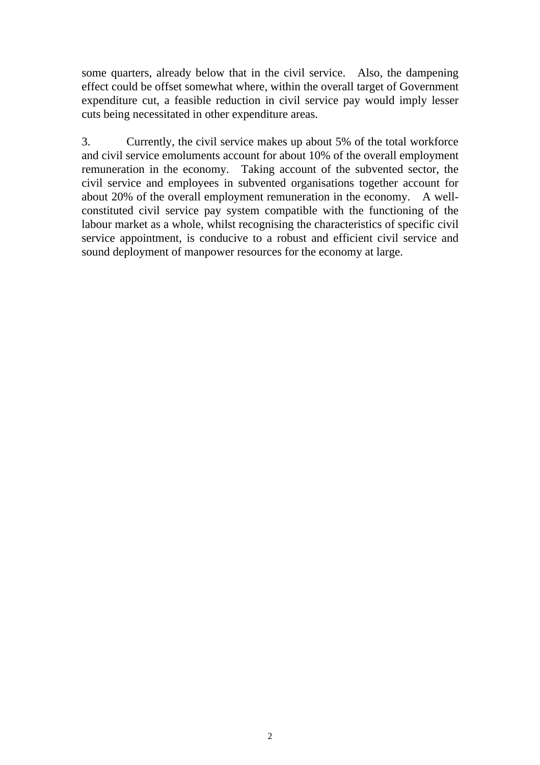some quarters, already below that in the civil service. Also, the dampening effect could be offset somewhat where, within the overall target of Government expenditure cut, a feasible reduction in civil service pay would imply lesser cuts being necessitated in other expenditure areas.

3. Currently, the civil service makes up about 5% of the total workforce and civil service emoluments account for about 10% of the overall employment remuneration in the economy. Taking account of the subvented sector, the civil service and employees in subvented organisations together account for about 20% of the overall employment remuneration in the economy. A well-constituted civil service pay system compatible with the functioning of the labour market as a whole, whilst recognising the characteristics of specific civil service appointment, is conducive to a robust and efficient civil service and sound deployment of manpower resources for the economy at large.